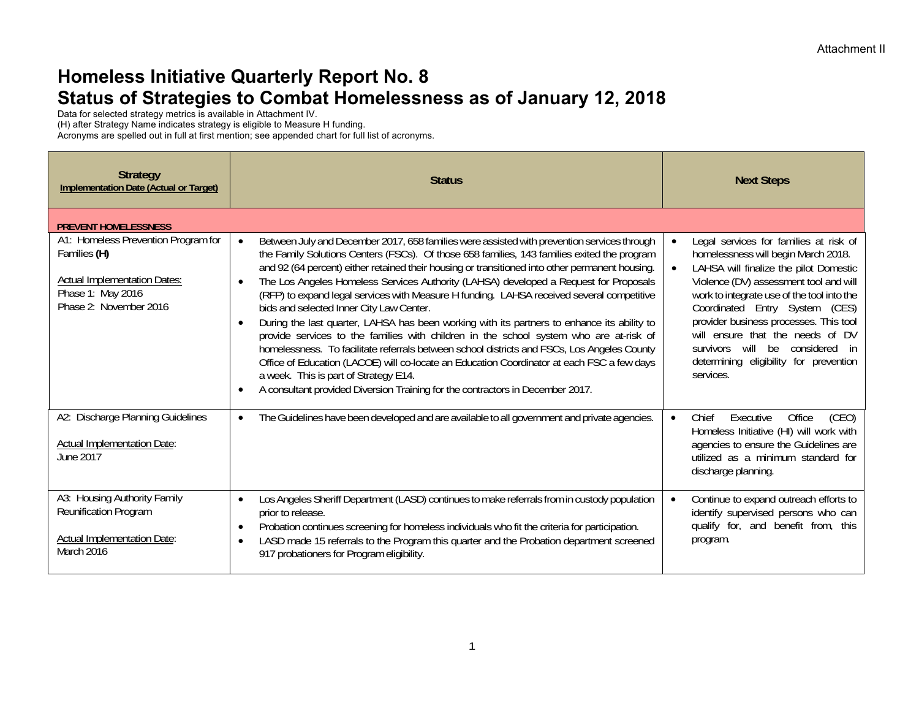Attachment II

# Homeless Initiative Quarterly Report No. 8
# Status of Strategies to Combat Homelessness as of January 12, 2018

Data for selected strategy metrics is available in Attachment IV.
(H) after Strategy Name indicates strategy is eligible to Measure H funding.
Acronyms are spelled out in full at first mention; see appended chart for full list of acronyms.

| Strategy<br>Implementation Date (Actual or Target) | Status | Next Steps |
|---|---|---|
| **PREVENT HOMELESSNESS** | | |
| A1: Homeless Prevention Program for Families **(H)**<br><br>Actual Implementation Dates:<br>Phase 1: May 2016<br>Phase 2: November 2016 | • Between July and December 2017, 658 families were assisted with prevention services through the Family Solutions Centers (FSCs). Of those 658 families, 143 families exited the program and 92 (64 percent) either retained their housing or transitioned into other permanent housing.<br>• The Los Angeles Homeless Services Authority (LAHSA) developed a Request for Proposals (RFP) to expand legal services with Measure H funding. LAHSA received several competitive bids and selected Inner City Law Center.<br>• During the last quarter, LAHSA has been working with its partners to enhance its ability to provide services to the families with children in the school system who are at-risk of homelessness. To facilitate referrals between school districts and FSCs, Los Angeles County Office of Education (LACOE) will co-locate an Education Coordinator at each FSC a few days a week. This is part of Strategy E14.<br>• A consultant provided Diversion Training for the contractors in December 2017. | • Legal services for families at risk of homelessness will begin March 2018.<br>• LAHSA will finalize the pilot Domestic Violence (DV) assessment tool and will work to integrate use of the tool into the Coordinated Entry System (CES) provider business processes. This tool will ensure that the needs of DV survivors will be considered in determining eligibility for prevention services. |
| A2: Discharge Planning Guidelines<br><br>Actual Implementation Date:<br>June 2017 | • The Guidelines have been developed and are available to all government and private agencies. | • Chief Executive Office (CEO) Homeless Initiative (HI) will work with agencies to ensure the Guidelines are utilized as a minimum standard for discharge planning. |
| A3: Housing Authority Family Reunification Program<br><br>Actual Implementation Date:<br>March 2016 | • Los Angeles Sheriff Department (LASD) continues to make referrals from in custody population prior to release.<br>• Probation continues screening for homeless individuals who fit the criteria for participation.<br>• LASD made 15 referrals to the Program this quarter and the Probation department screened 917 probationers for Program eligibility. | • Continue to expand outreach efforts to identify supervised persons who can qualify for, and benefit from, this program. |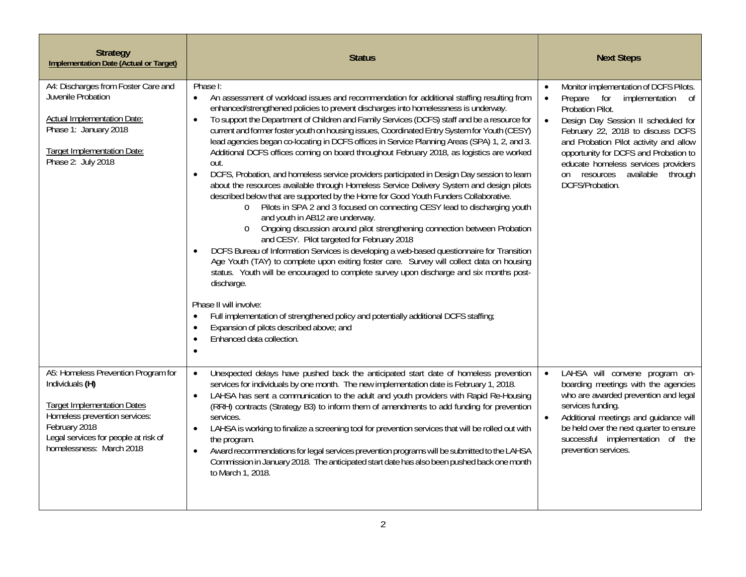| Strategy<br>Implementation Date (Actual or Target) | Status | Next Steps |
|---|---|---|
| A4: Discharges from Foster Care and Juvenile Probation<br><br><u>Actual Implementation Date:</u><br>Phase 1: January 2018<br><br><u>Target Implementation Date:</u><br>Phase 2: July 2018 | Phase I:<br>• An assessment of workload issues and recommendation for additional staffing resulting from enhanced/strengthened policies to prevent discharges into homelessness is underway.<br>• To support the Department of Children and Family Services (DCFS) staff and be a resource for current and former foster youth on housing issues, Coordinated Entry System for Youth (CESY) lead agencies began co-locating in DCFS offices in Service Planning Areas (SPA) 1, 2, and 3. Additional DCFS offices coming on board throughout February 2018, as logistics are worked out.<br>• DCFS, Probation, and homeless service providers participated in Design Day session to learn about the resources available through Homeless Service Delivery System and design pilots described below that are supported by the Home for Good Youth Funders Collaborative.<br>&nbsp;&nbsp;&nbsp;&nbsp;o Pilots in SPA 2 and 3 focused on connecting CESY lead to discharging youth and youth in AB12 are underway.<br>&nbsp;&nbsp;&nbsp;&nbsp;o Ongoing discussion around pilot strengthening connection between Probation and CESY. Pilot targeted for February 2018<br>• DCFS Bureau of Information Services is developing a web-based questionnaire for Transition Age Youth (TAY) to complete upon exiting foster care. Survey will collect data on housing status. Youth will be encouraged to complete survey upon discharge and six months post-discharge.<br><br>Phase II will involve:<br>• Full implementation of strengthened policy and potentially additional DCFS staffing;<br>• Expansion of pilots described above; and<br>• Enhanced data collection.<br>• | • Monitor implementation of DCFS Pilots.<br>• Prepare for implementation of Probation Pilot.<br>• Design Day Session II scheduled for February 22, 2018 to discuss DCFS and Probation Pilot activity and allow opportunity for DCFS and Probation to educate homeless services providers on resources available through DCFS/Probation. |
| A5: Homeless Prevention Program for Individuals **(H)**<br><br><u>Target Implementation Dates</u><br>Homeless prevention services: February 2018<br>Legal services for people at risk of homelessness: March 2018 | • Unexpected delays have pushed back the anticipated start date of homeless prevention services for individuals by one month. The new implementation date is February 1, 2018.<br>• LAHSA has sent a communication to the adult and youth providers with Rapid Re-Housing (RRH) contracts (Strategy B3) to inform them of amendments to add funding for prevention services.<br>• LAHSA is working to finalize a screening tool for prevention services that will be rolled out with the program.<br>• Award recommendations for legal services prevention programs will be submitted to the LAHSA Commission in January 2018. The anticipated start date has also been pushed back one month to March 1, 2018. | • LAHSA will convene program on-boarding meetings with the agencies who are awarded prevention and legal services funding.<br>• Additional meetings and guidance will be held over the next quarter to ensure successful implementation of the prevention services. |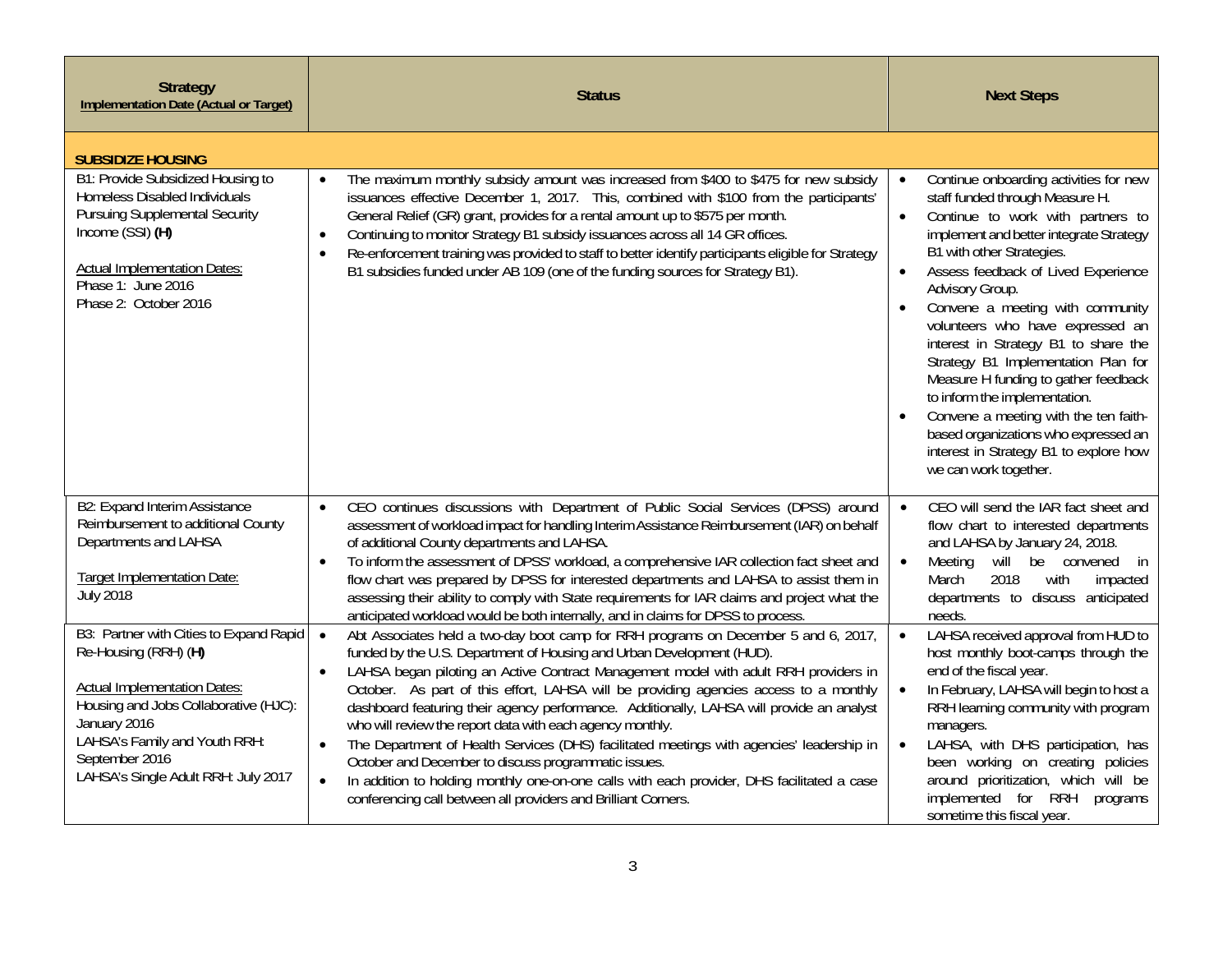| Strategy<br>Implementation Date (Actual or Target) | Status | Next Steps |
|---|---|---|
| **SUBSIDIZE HOUSING** | | |
| B1: Provide Subsidized Housing to Homeless Disabled Individuals Pursuing Supplemental Security Income (SSI) **(H)**<br><br>Actual Implementation Dates:<br>Phase 1: June 2016<br>Phase 2: October 2016 | • The maximum monthly subsidy amount was increased from $400 to $475 for new subsidy issuances effective December 1, 2017. This, combined with $100 from the participants' General Relief (GR) grant, provides for a rental amount up to $575 per month.<br>• Continuing to monitor Strategy B1 subsidy issuances across all 14 GR offices.<br>• Re-enforcement training was provided to staff to better identify participants eligible for Strategy B1 subsidies funded under AB 109 (one of the funding sources for Strategy B1). | • Continue onboarding activities for new staff funded through Measure H.<br>• Continue to work with partners to implement and better integrate Strategy B1 with other Strategies.<br>• Assess feedback of Lived Experience Advisory Group.<br>• Convene a meeting with community volunteers who have expressed an interest in Strategy B1 to share the Strategy B1 Implementation Plan for Measure H funding to gather feedback to inform the implementation.<br>• Convene a meeting with the ten faith-based organizations who expressed an interest in Strategy B1 to explore how we can work together. |
| B2: Expand Interim Assistance Reimbursement to additional County Departments and LAHSA<br><br>Target Implementation Date:<br>July 2018 | • CEO continues discussions with Department of Public Social Services (DPSS) around assessment of workload impact for handling Interim Assistance Reimbursement (IAR) on behalf of additional County departments and LAHSA.<br>• To inform the assessment of DPSS' workload, a comprehensive IAR collection fact sheet and flow chart was prepared by DPSS for interested departments and LAHSA to assist them in assessing their ability to comply with State requirements for IAR claims and project what the anticipated workload would be both internally, and in claims for DPSS to process. | • CEO will send the IAR fact sheet and flow chart to interested departments and LAHSA by January 24, 2018.<br>• Meeting will be convened in March 2018 with impacted departments to discuss anticipated needs. |
| B3: Partner with Cities to Expand Rapid Re-Housing (RRH) **(H)**<br><br>Actual Implementation Dates:<br>Housing and Jobs Collaborative (HJC): January 2016<br>LAHSA's Family and Youth RRH: September 2016<br>LAHSA's Single Adult RRH: July 2017 | • Abt Associates held a two-day boot camp for RRH programs on December 5 and 6, 2017, funded by the U.S. Department of Housing and Urban Development (HUD).<br>• LAHSA began piloting an Active Contract Management model with adult RRH providers in October. As part of this effort, LAHSA will be providing agencies access to a monthly dashboard featuring their agency performance. Additionally, LAHSA will provide an analyst who will review the report data with each agency monthly.<br>• The Department of Health Services (DHS) facilitated meetings with agencies' leadership in October and December to discuss programmatic issues.<br>• In addition to holding monthly one-on-one calls with each provider, DHS facilitated a case conferencing call between all providers and Brilliant Corners. | • LAHSA received approval from HUD to host monthly boot-camps through the end of the fiscal year.<br>• In February, LAHSA will begin to host a RRH learning community with program managers.<br>• LAHSA, with DHS participation, has been working on creating policies around prioritization, which will be implemented for RRH programs sometime this fiscal year. |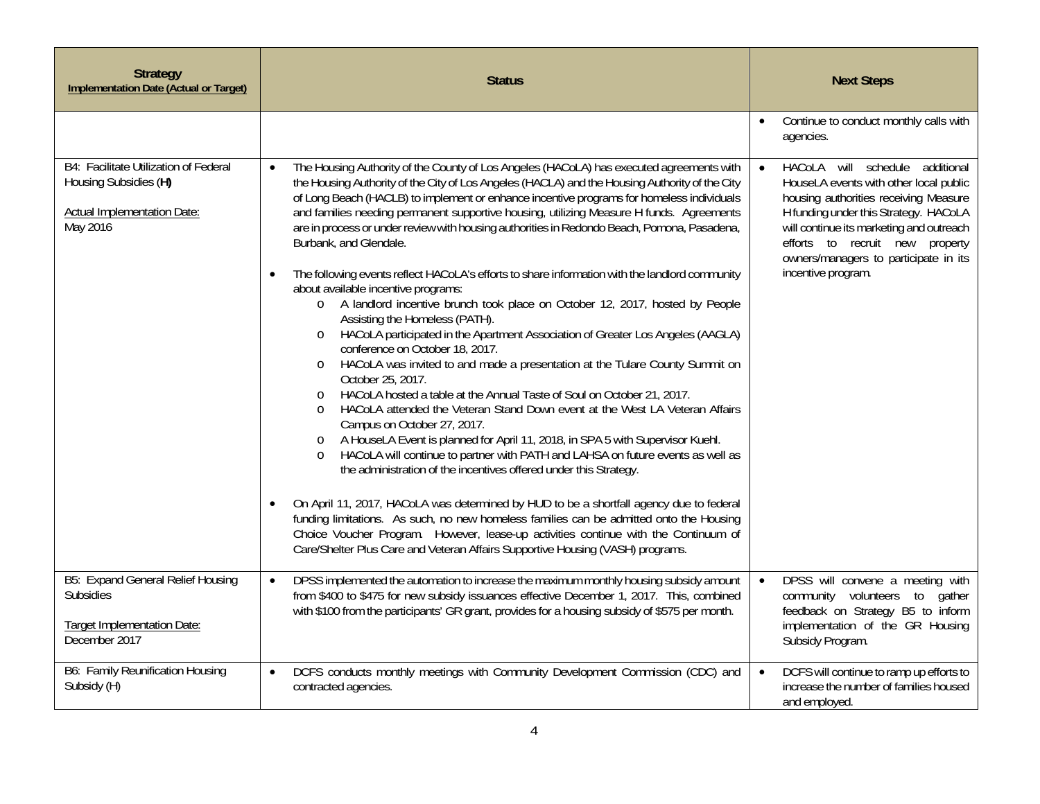| Strategy<br>Implementation Date (Actual or Target) | Status | Next Steps |
|---|---|---|
| | | • Continue to conduct monthly calls with agencies. |
| B4: Facilitate Utilization of Federal Housing Subsidies (**H**)<br><br>Actual Implementation Date:<br>May 2016 | • The Housing Authority of the County of Los Angeles (HACoLA) has executed agreements with the Housing Authority of the City of Los Angeles (HACLA) and the Housing Authority of the City of Long Beach (HACLB) to implement or enhance incentive programs for homeless individuals and families needing permanent supportive housing, utilizing Measure H funds. Agreements are in process or under review with housing authorities in Redondo Beach, Pomona, Pasadena, Burbank, and Glendale.<br><br>• The following events reflect HACoLA's efforts to share information with the landlord community about available incentive programs:<br>o A landlord incentive brunch took place on October 12, 2017, hosted by People Assisting the Homeless (PATH).<br>o HACoLA participated in the Apartment Association of Greater Los Angeles (AAGLA) conference on October 18, 2017.<br>o HACoLA was invited to and made a presentation at the Tulare County Summit on October 25, 2017.<br>o HACoLA hosted a table at the Annual Taste of Soul on October 21, 2017.<br>o HACoLA attended the Veteran Stand Down event at the West LA Veteran Affairs Campus on October 27, 2017.<br>o A HouseLA Event is planned for April 11, 2018, in SPA 5 with Supervisor Kuehl.<br>o HACoLA will continue to partner with PATH and LAHSA on future events as well as the administration of the incentives offered under this Strategy.<br><br>• On April 11, 2017, HACoLA was determined by HUD to be a shortfall agency due to federal funding limitations. As such, no new homeless families can be admitted onto the Housing Choice Voucher Program. However, lease-up activities continue with the Continuum of Care/Shelter Plus Care and Veteran Affairs Supportive Housing (VASH) programs. | • HACoLA will schedule additional HouseLA events with other local public housing authorities receiving Measure H funding under this Strategy. HACoLA will continue its marketing and outreach efforts to recruit new property owners/managers to participate in its incentive program. |
| B5: Expand General Relief Housing Subsidies<br><br>Target Implementation Date:<br>December 2017 | • DPSS implemented the automation to increase the maximum monthly housing subsidy amount from $400 to $475 for new subsidy issuances effective December 1, 2017. This, combined with $100 from the participants' GR grant, provides for a housing subsidy of $575 per month. | • DPSS will convene a meeting with community volunteers to gather feedback on Strategy B5 to inform implementation of the GR Housing Subsidy Program. |
| B6: Family Reunification Housing Subsidy (H) | • DCFS conducts monthly meetings with Community Development Commission (CDC) and contracted agencies. | • DCFS will continue to ramp up efforts to increase the number of families housed and employed. |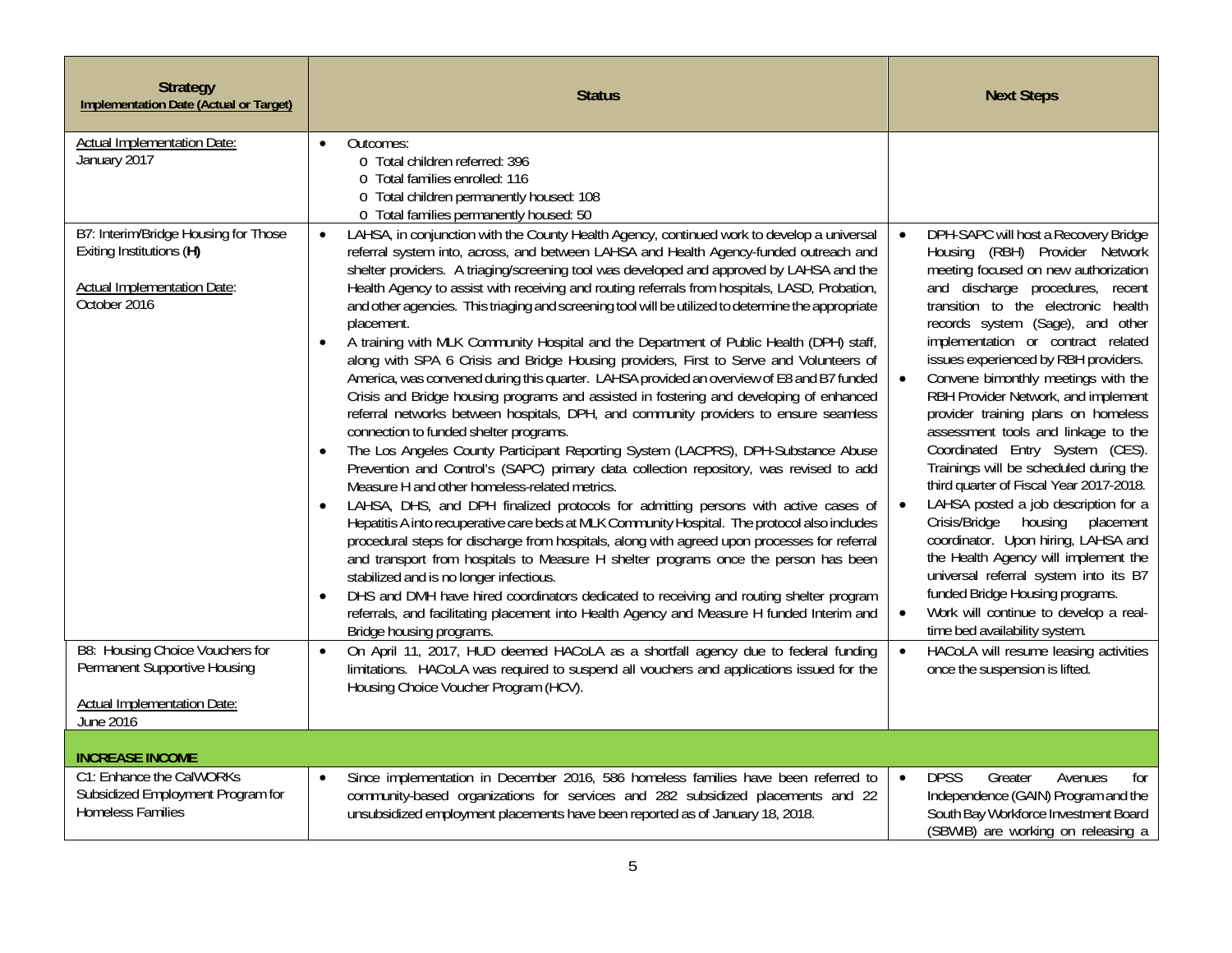| Strategy<br>Implementation Date (Actual or Target) | Status | Next Steps |
|---|---|---|
| Actual Implementation Date:<br>January 2017 | • Outcomes:<br>o Total children referred: 396<br>o Total families enrolled: 116<br>o Total children permanently housed: 108<br>o Total families permanently housed: 50 | |
| B7: Interim/Bridge Housing for Those Exiting Institutions (**H**)<br><br>Actual Implementation Date:<br>October 2016 | • LAHSA, in conjunction with the County Health Agency, continued work to develop a universal referral system into, across, and between LAHSA and Health Agency-funded outreach and shelter providers. A triaging/screening tool was developed and approved by LAHSA and the Health Agency to assist with receiving and routing referrals from hospitals, LASD, Probation, and other agencies. This triaging and screening tool will be utilized to determine the appropriate placement.<br>• A training with MLK Community Hospital and the Department of Public Health (DPH) staff, along with SPA 6 Crisis and Bridge Housing providers, First to Serve and Volunteers of America, was convened during this quarter. LAHSA provided an overview of E8 and B7 funded Crisis and Bridge housing programs and assisted in fostering and developing of enhanced referral networks between hospitals, DPH, and community providers to ensure seamless connection to funded shelter programs.<br>• The Los Angeles County Participant Reporting System (LACPRS), DPH-Substance Abuse Prevention and Control's (SAPC) primary data collection repository, was revised to add Measure H and other homeless-related metrics.<br>• LAHSA, DHS, and DPH finalized protocols for admitting persons with active cases of Hepatitis A into recuperative care beds at MLK Community Hospital. The protocol also includes procedural steps for discharge from hospitals, along with agreed upon processes for referral and transport from hospitals to Measure H shelter programs once the person has been stabilized and is no longer infectious.<br>• DHS and DMH have hired coordinators dedicated to receiving and routing shelter program referrals, and facilitating placement into Health Agency and Measure H funded Interim and Bridge housing programs. | • DPH-SAPC will host a Recovery Bridge Housing (RBH) Provider Network meeting focused on new authorization and discharge procedures, recent transition to the electronic health records system (Sage), and other implementation or contract related issues experienced by RBH providers.<br>• Convene bimonthly meetings with the RBH Provider Network, and implement provider training plans on homeless assessment tools and linkage to the Coordinated Entry System (CES). Trainings will be scheduled during the third quarter of Fiscal Year 2017-2018.<br>• LAHSA posted a job description for a Crisis/Bridge housing placement coordinator. Upon hiring, LAHSA and the Health Agency will implement the universal referral system into its B7 funded Bridge Housing programs.<br>• Work will continue to develop a real-time bed availability system. |
| B8: Housing Choice Vouchers for Permanent Supportive Housing<br><br>Actual Implementation Date:<br>June 2016 | • On April 11, 2017, HUD deemed HACoLA as a shortfall agency due to federal funding limitations. HACoLA was required to suspend all vouchers and applications issued for the Housing Choice Voucher Program (HCV). | • HACoLA will resume leasing activities once the suspension is lifted. |
| **INCREASE INCOME** | | |
| C1: Enhance the CalWORKs Subsidized Employment Program for Homeless Families | • Since implementation in December 2016, 586 homeless families have been referred to community-based organizations for services and 282 subsidized placements and 22 unsubsidized employment placements have been reported as of January 18, 2018. | • DPSS Greater Avenues for Independence (GAIN) Program and the South Bay Workforce Investment Board (SBWIB) are working on releasing a |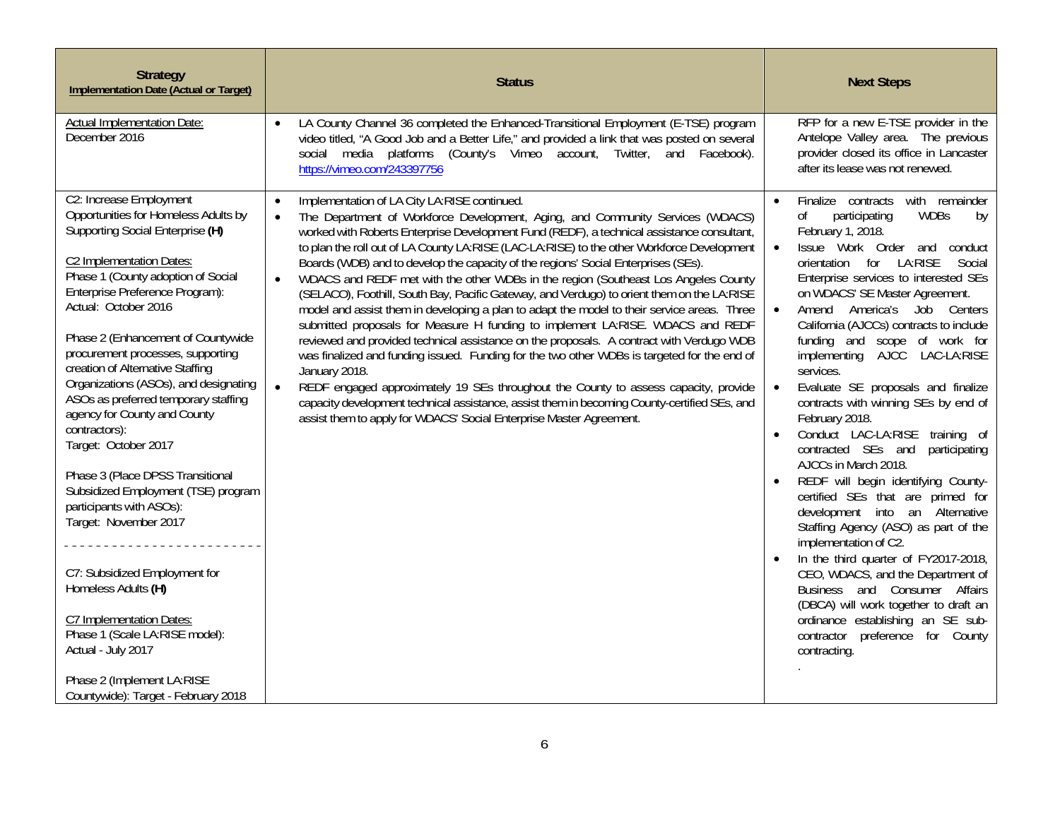| Strategy<br>Implementation Date (Actual or Target) | Status | Next Steps |
|---|---|---|
| Actual Implementation Date:<br>December 2016 | • LA County Channel 36 completed the Enhanced-Transitional Employment (E-TSE) program video titled, "A Good Job and a Better Life," and provided a link that was posted on several social media platforms (County's Vimeo account, Twitter, and Facebook). https://vimeo.com/243397756 | RFP for a new E-TSE provider in the Antelope Valley area. The previous provider closed its office in Lancaster after its lease was not renewed. |
| C2: Increase Employment Opportunities for Homeless Adults by Supporting Social Enterprise **(H)**<br><br>C2 Implementation Dates:<br>Phase 1 (County adoption of Social Enterprise Preference Program):<br>Actual: October 2016<br><br>Phase 2 (Enhancement of Countywide procurement processes, supporting creation of Alternative Staffing Organizations (ASOs), and designating ASOs as preferred temporary staffing agency for County and County contractors):<br>Target: October 2017<br><br>Phase 3 (Place DPSS Transitional Subsidized Employment (TSE) program participants with ASOs):<br>Target: November 2017<br><br>- - - - - - - - - - - - - - - - - - - - - - - -<br><br>C7: Subsidized Employment for Homeless Adults **(H)**<br><br>C7 Implementation Dates:<br>Phase 1 (Scale LA:RISE model):<br>Actual - July 2017<br><br>Phase 2 (Implement LA:RISE Countywide): Target - February 2018 | • Implementation of LA City LA:RISE continued.<br>• The Department of Workforce Development, Aging, and Community Services (WDACS) worked with Roberts Enterprise Development Fund (REDF), a technical assistance consultant, to plan the roll out of LA County LA:RISE (LAC-LA:RISE) to the other Workforce Development Boards (WDB) and to develop the capacity of the regions' Social Enterprises (SEs).<br>• WDACS and REDF met with the other WDBs in the region (Southeast Los Angeles County (SELACO), Foothill, South Bay, Pacific Gateway, and Verdugo) to orient them on the LA:RISE model and assist them in developing a plan to adapt the model to their service areas. Three submitted proposals for Measure H funding to implement LA:RISE. WDACS and REDF reviewed and provided technical assistance on the proposals. A contract with Verdugo WDB was finalized and funding issued. Funding for the two other WDBs is targeted for the end of January 2018.<br>• REDF engaged approximately 19 SEs throughout the County to assess capacity, provide capacity development technical assistance, assist them in becoming County-certified SEs, and assist them to apply for WDACS' Social Enterprise Master Agreement. | • Finalize contracts with remainder of participating WDBs by February 1, 2018.<br>• Issue Work Order and conduct orientation for LA:RISE Social Enterprise services to interested SEs on WDACS' SE Master Agreement.<br>• Amend America's Job Centers California (AJCCs) contracts to include funding and scope of work for implementing AJCC LAC-LA:RISE services.<br>• Evaluate SE proposals and finalize contracts with winning SEs by end of February 2018.<br>• Conduct LAC-LA:RISE training of contracted SEs and participating AJCCs in March 2018.<br>• REDF will begin identifying County-certified SEs that are primed for development into an Alternative Staffing Agency (ASO) as part of the implementation of C2.<br>• In the third quarter of FY2017-2018, CEO, WDACS, and the Department of Business and Consumer Affairs (DBCA) will work together to draft an ordinance establishing an SE sub-contractor preference for County contracting.<br>. |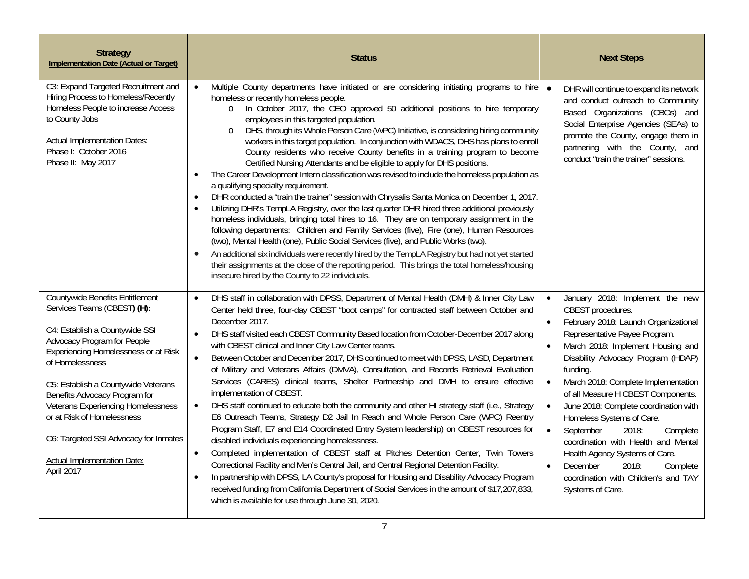| **Strategy**<br>**Implementation Date (Actual or Target)** | **Status** | **Next Steps** |
|---|---|---|
| C3: Expand Targeted Recruitment and Hiring Process to Homeless/Recently Homeless People to increase Access to County Jobs<br><br>Actual Implementation Dates:<br>Phase I: October 2016<br>Phase II: May 2017 | • Multiple County departments have initiated or are considering initiating programs to hire homeless or recently homeless people.<br>&nbsp;&nbsp;o In October 2017, the CEO approved 50 additional positions to hire temporary employees in this targeted population.<br>&nbsp;&nbsp;o DHS, through its Whole Person Care (WPC) Initiative, is considering hiring community workers in this target population. In conjunction with WDACS, DHS has plans to enroll County residents who receive County benefits in a training program to become Certified Nursing Attendants and be eligible to apply for DHS positions.<br>• The Career Development Intern classification was revised to include the homeless population as a qualifying specialty requirement.<br>• DHR conducted a "train the trainer" session with Chrysalis Santa Monica on December 1, 2017.<br>• Utilizing DHR's TempLA Registry, over the last quarter DHR hired three additional previously homeless individuals, bringing total hires to 16. They are on temporary assignment in the following departments: Children and Family Services (five), Fire (one), Human Resources (two), Mental Health (one), Public Social Services (five), and Public Works (two).<br>• An additional six individuals were recently hired by the TempLA Registry but had not yet started their assignments at the close of the reporting period. This brings the total homeless/housing insecure hired by the County to 22 individuals. | • DHR will continue to expand its network and conduct outreach to Community Based Organizations (CBOs) and Social Enterprise Agencies (SEAs) to promote the County, engage them in partnering with the County, and conduct "train the trainer" sessions. |
| Countywide Benefits Entitlement Services Teams (CBEST) **(H):**<br><br>C4: Establish a Countywide SSI Advocacy Program for People Experiencing Homelessness or at Risk of Homelessness<br><br>C5: Establish a Countywide Veterans Benefits Advocacy Program for Veterans Experiencing Homelessness or at Risk of Homelessness<br><br>C6: Targeted SSI Advocacy for Inmates<br><br>Actual Implementation Date:<br>April 2017 | • DHS staff in collaboration with DPSS, Department of Mental Health (DMH) & Inner City Law Center held three, four-day CBEST "boot camps" for contracted staff between October and December 2017.<br>• DHS staff visited each CBEST Community Based location from October-December 2017 along with CBEST clinical and Inner City Law Center teams.<br>• Between October and December 2017, DHS continued to meet with DPSS, LASD, Department of Military and Veterans Affairs (DMVA), Consultation, and Records Retrieval Evaluation Services (CARES) clinical teams, Shelter Partnership and DMH to ensure effective implementation of CBEST.<br>• DHS staff continued to educate both the community and other HI strategy staff (i.e., Strategy E6 Outreach Teams, Strategy D2 Jail In Reach and Whole Person Care (WPC) Reentry Program Staff, E7 and E14 Coordinated Entry System leadership) on CBEST resources for disabled individuals experiencing homelessness.<br>• Completed implementation of CBEST staff at Pitches Detention Center, Twin Towers Correctional Facility and Men's Central Jail, and Central Regional Detention Facility.<br>• In partnership with DPSS, LA County's proposal for Housing and Disability Advocacy Program received funding from California Department of Social Services in the amount of $17,207,833, which is available for use through June 30, 2020. | • January 2018: Implement the new CBEST procedures.<br>• February 2018: Launch Organizational Representative Payee Program.<br>• March 2018: Implement Housing and Disability Advocacy Program (HDAP) funding.<br>• March 2018: Complete Implementation of all Measure H CBEST Components.<br>• June 2018: Complete coordination with Homeless Systems of Care.<br>• September 2018: Complete coordination with Health and Mental Health Agency Systems of Care.<br>• December 2018: Complete coordination with Children's and TAY Systems of Care. |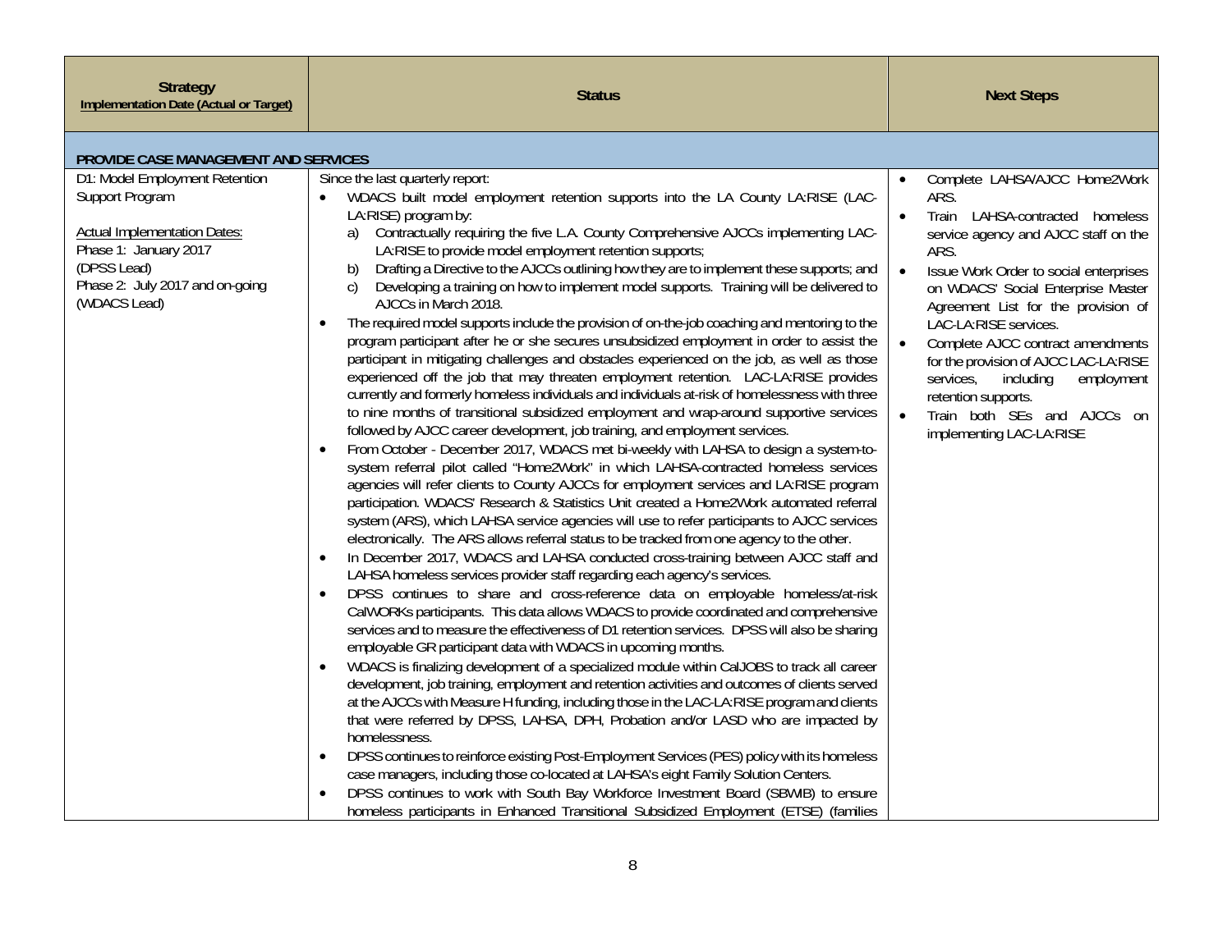| Strategy<br>Implementation Date (Actual or Target) | Status | Next Steps |
|---|---|---|
| **PROVIDE CASE MANAGEMENT AND SERVICES** | | |
| D1: Model Employment Retention Support Program<br><br><u>Actual Implementation Dates:</u><br>Phase 1: January 2017<br>(DPSS Lead)<br>Phase 2: July 2017 and on-going<br>(WDACS Lead) | Since the last quarterly report:<br>• WDACS built model employment retention supports into the LA County LA:RISE (LAC-LA:RISE) program by:<br>a) Contractually requiring the five L.A. County Comprehensive AJCCs implementing LAC-LA:RISE to provide model employment retention supports;<br>b) Drafting a Directive to the AJCCs outlining how they are to implement these supports; and<br>c) Developing a training on how to implement model supports. Training will be delivered to AJCCs in March 2018.<br>• The required model supports include the provision of on-the-job coaching and mentoring to the program participant after he or she secures unsubsidized employment in order to assist the participant in mitigating challenges and obstacles experienced on the job, as well as those experienced off the job that may threaten employment retention. LAC-LA:RISE provides currently and formerly homeless individuals and individuals at-risk of homelessness with three to nine months of transitional subsidized employment and wrap-around supportive services followed by AJCC career development, job training, and employment services.<br>• From October - December 2017, WDACS met bi-weekly with LAHSA to design a system-to-system referral pilot called "Home2Work" in which LAHSA-contracted homeless services agencies will refer clients to County AJCCs for employment services and LA:RISE program participation. WDACS' Research & Statistics Unit created a Home2Work automated referral system (ARS), which LAHSA service agencies will use to refer participants to AJCC services electronically. The ARS allows referral status to be tracked from one agency to the other.<br>• In December 2017, WDACS and LAHSA conducted cross-training between AJCC staff and LAHSA homeless services provider staff regarding each agency's services.<br>• DPSS continues to share and cross-reference data on employable homeless/at-risk CalWORKs participants. This data allows WDACS to provide coordinated and comprehensive services and to measure the effectiveness of D1 retention services. DPSS will also be sharing employable GR participant data with WDACS in upcoming months.<br>• WDACS is finalizing development of a specialized module within CalJOBS to track all career development, job training, employment and retention activities and outcomes of clients served at the AJCCs with Measure H funding, including those in the LAC-LA:RISE program and clients that were referred by DPSS, LAHSA, DPH, Probation and/or LASD who are impacted by homelessness.<br>• DPSS continues to reinforce existing Post-Employment Services (PES) policy with its homeless case managers, including those co-located at LAHSA's eight Family Solution Centers.<br>• DPSS continues to work with South Bay Workforce Investment Board (SBWIB) to ensure homeless participants in Enhanced Transitional Subsidized Employment (ETSE) (families | • Complete LAHSA/AJCC Home2Work ARS.<br>• Train LAHSA-contracted homeless service agency and AJCC staff on the ARS.<br>• Issue Work Order to social enterprises on WDACS' Social Enterprise Master Agreement List for the provision of LAC-LA:RISE services.<br>• Complete AJCC contract amendments for the provision of AJCC LAC-LA:RISE services, including employment retention supports.<br>• Train both SEs and AJCCs on implementing LAC-LA:RISE |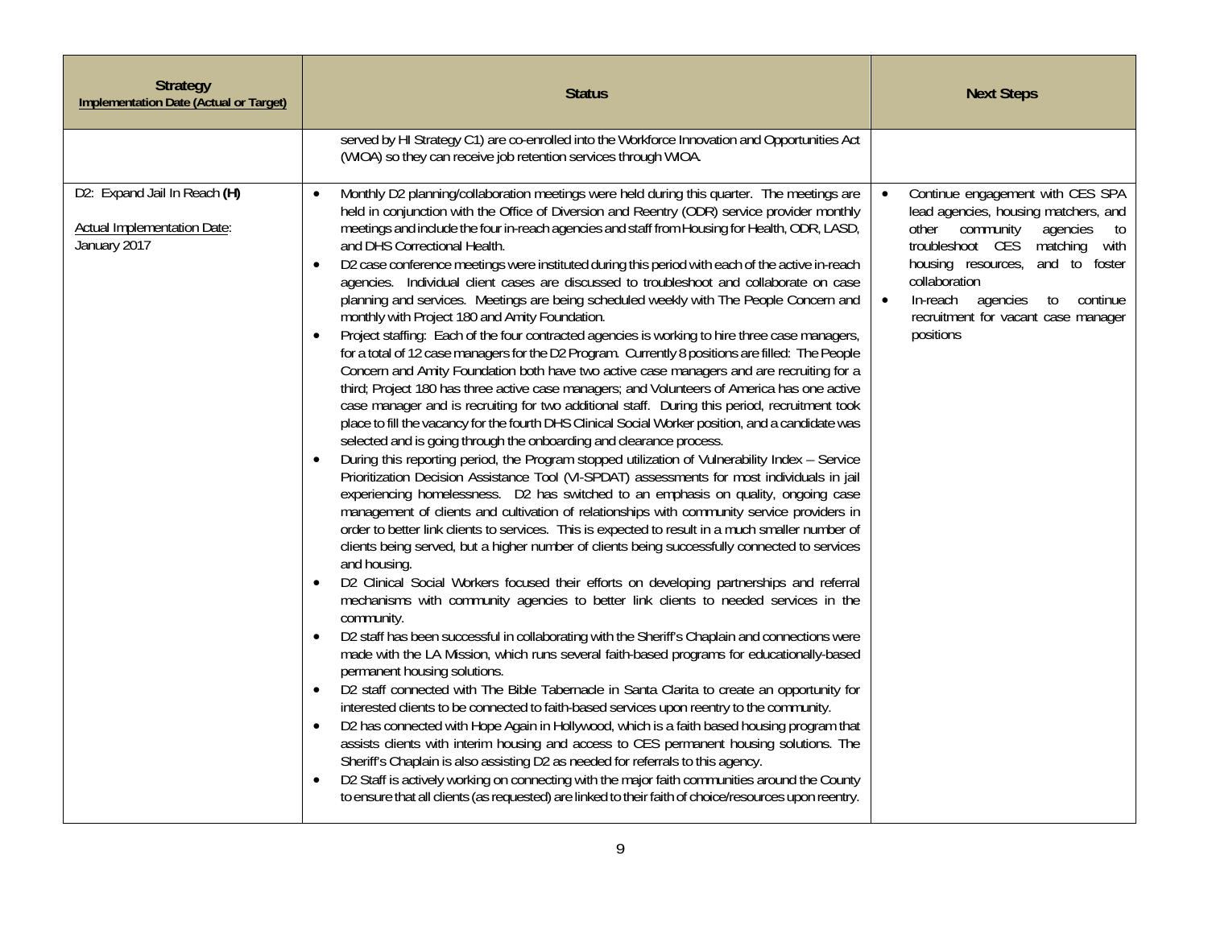| Strategy<br>Implementation Date (Actual or Target) | Status | Next Steps |
|---|---|---|
| | served by HI Strategy C1) are co-enrolled into the Workforce Innovation and Opportunities Act (WIOA) so they can receive job retention services through WIOA. | |
| D2: Expand Jail In Reach **(H)**<br><br>Actual Implementation Date:<br>January 2017 | • Monthly D2 planning/collaboration meetings were held during this quarter. The meetings are held in conjunction with the Office of Diversion and Reentry (ODR) service provider monthly meetings and include the four in-reach agencies and staff from Housing for Health, ODR, LASD, and DHS Correctional Health.<br>• D2 case conference meetings were instituted during this period with each of the active in-reach agencies. Individual client cases are discussed to troubleshoot and collaborate on case planning and services. Meetings are being scheduled weekly with The People Concern and monthly with Project 180 and Amity Foundation.<br>• Project staffing: Each of the four contracted agencies is working to hire three case managers, for a total of 12 case managers for the D2 Program. Currently 8 positions are filled: The People Concern and Amity Foundation both have two active case managers and are recruiting for a third; Project 180 has three active case managers; and Volunteers of America has one active case manager and is recruiting for two additional staff. During this period, recruitment took place to fill the vacancy for the fourth DHS Clinical Social Worker position, and a candidate was selected and is going through the onboarding and clearance process.<br>• During this reporting period, the Program stopped utilization of Vulnerability Index – Service Prioritization Decision Assistance Tool (VI-SPDAT) assessments for most individuals in jail experiencing homelessness. D2 has switched to an emphasis on quality, ongoing case management of clients and cultivation of relationships with community service providers in order to better link clients to services. This is expected to result in a much smaller number of clients being served, but a higher number of clients being successfully connected to services and housing.<br>• D2 Clinical Social Workers focused their efforts on developing partnerships and referral mechanisms with community agencies to better link clients to needed services in the community.<br>• D2 staff has been successful in collaborating with the Sheriff's Chaplain and connections were made with the LA Mission, which runs several faith-based programs for educationally-based permanent housing solutions.<br>• D2 staff connected with The Bible Tabernacle in Santa Clarita to create an opportunity for interested clients to be connected to faith-based services upon reentry to the community.<br>• D2 has connected with Hope Again in Hollywood, which is a faith based housing program that assists clients with interim housing and access to CES permanent housing solutions. The Sheriff's Chaplain is also assisting D2 as needed for referrals to this agency.<br>• D2 Staff is actively working on connecting with the major faith communities around the County to ensure that all clients (as requested) are linked to their faith of choice/resources upon reentry. | • Continue engagement with CES SPA lead agencies, housing matchers, and other community agencies to troubleshoot CES matching with housing resources, and to foster collaboration<br>• In-reach agencies to continue recruitment for vacant case manager positions |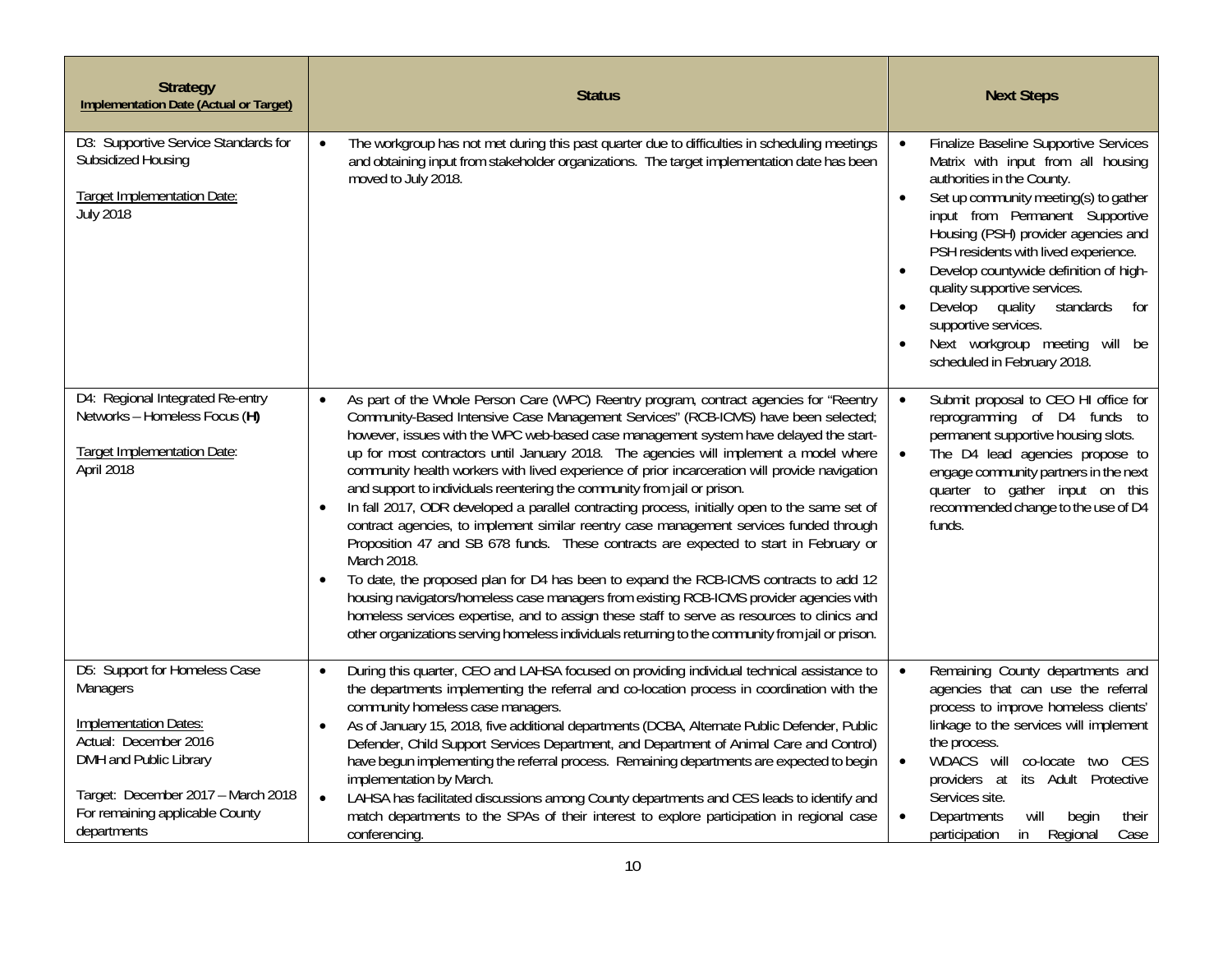| **Strategy**<br>**Implementation Date (Actual or Target)** | **Status** | **Next Steps** |
|---|---|---|
| D3: Supportive Service Standards for Subsidized Housing<br><br>Target Implementation Date:<br>July 2018 | • The workgroup has not met during this past quarter due to difficulties in scheduling meetings and obtaining input from stakeholder organizations. The target implementation date has been moved to July 2018. | • Finalize Baseline Supportive Services Matrix with input from all housing authorities in the County.<br>• Set up community meeting(s) to gather input from Permanent Supportive Housing (PSH) provider agencies and PSH residents with lived experience.<br>• Develop countywide definition of high-quality supportive services.<br>• Develop quality standards for supportive services.<br>• Next workgroup meeting will be scheduled in February 2018. |
| D4: Regional Integrated Re-entry Networks – Homeless Focus (**H**)<br><br>Target Implementation Date:<br>April 2018 | • As part of the Whole Person Care (WPC) Reentry program, contract agencies for "Reentry Community-Based Intensive Case Management Services" (RCB-ICMS) have been selected; however, issues with the WPC web-based case management system have delayed the start-up for most contractors until January 2018. The agencies will implement a model where community health workers with lived experience of prior incarceration will provide navigation and support to individuals reentering the community from jail or prison.<br>• In fall 2017, ODR developed a parallel contracting process, initially open to the same set of contract agencies, to implement similar reentry case management services funded through Proposition 47 and SB 678 funds. These contracts are expected to start in February or March 2018.<br>• To date, the proposed plan for D4 has been to expand the RCB-ICMS contracts to add 12 housing navigators/homeless case managers from existing RCB-ICMS provider agencies with homeless services expertise, and to assign these staff to serve as resources to clinics and other organizations serving homeless individuals returning to the community from jail or prison. | • Submit proposal to CEO HI office for reprogramming of D4 funds to permanent supportive housing slots.<br>• The D4 lead agencies propose to engage community partners in the next quarter to gather input on this recommended change to the use of D4 funds. |
| D5: Support for Homeless Case Managers<br><br>Implementation Dates:<br>Actual: December 2016<br>DMH and Public Library<br><br>Target: December 2017 – March 2018<br>For remaining applicable County departments | • During this quarter, CEO and LAHSA focused on providing individual technical assistance to the departments implementing the referral and co-location process in coordination with the community homeless case managers.<br>• As of January 15, 2018, five additional departments (DCBA, Alternate Public Defender, Public Defender, Child Support Services Department, and Department of Animal Care and Control) have begun implementing the referral process. Remaining departments are expected to begin implementation by March.<br>• LAHSA has facilitated discussions among County departments and CES leads to identify and match departments to the SPAs of their interest to explore participation in regional case conferencing. | • Remaining County departments and agencies that can use the referral process to improve homeless clients' linkage to the services will implement the process.<br>• WDACS will co-locate two CES providers at its Adult Protective Services site.<br>• Departments will begin their participation in Regional Case |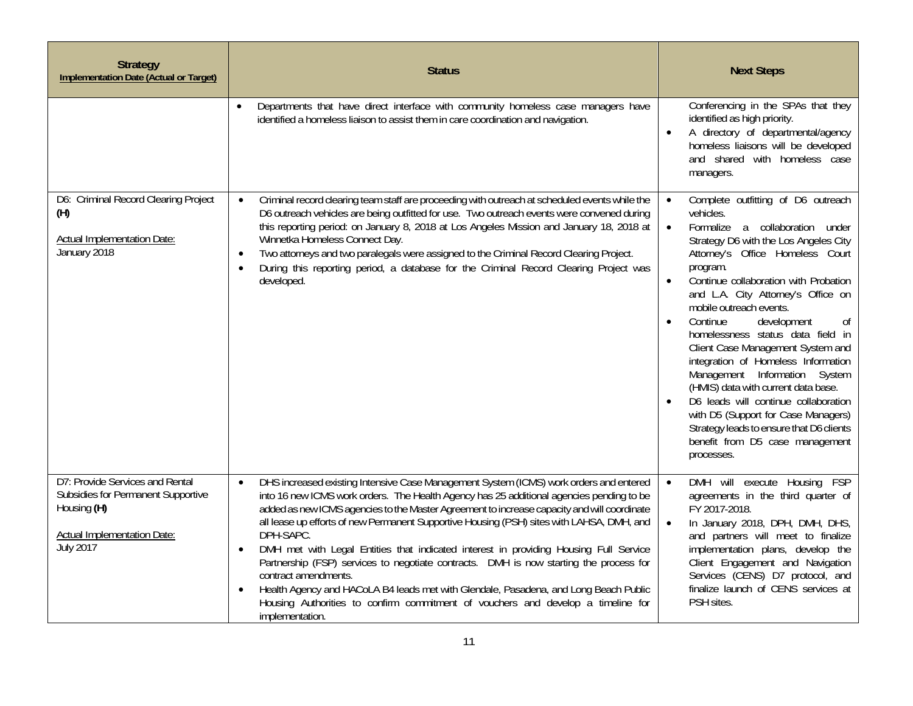| Strategy<br>Implementation Date (Actual or Target) | Status | Next Steps |
|---|---|---|
| | • Departments that have direct interface with community homeless case managers have identified a homeless liaison to assist them in care coordination and navigation. | Conferencing in the SPAs that they identified as high priority.<br>• A directory of departmental/agency homeless liaisons will be developed and shared with homeless case managers. |
| D6: Criminal Record Clearing Project **(H)**<br><br><u>Actual Implementation Date:</u><br>January 2018 | • Criminal record clearing team staff are proceeding with outreach at scheduled events while the D6 outreach vehicles are being outfitted for use. Two outreach events were convened during this reporting period: on January 8, 2018 at Los Angeles Mission and January 18, 2018 at Winnetka Homeless Connect Day.<br>• Two attorneys and two paralegals were assigned to the Criminal Record Clearing Project.<br>• During this reporting period, a database for the Criminal Record Clearing Project was developed. | • Complete outfitting of D6 outreach vehicles.<br>• Formalize a collaboration under Strategy D6 with the Los Angeles City Attorney's Office Homeless Court program.<br>• Continue collaboration with Probation and L.A. City Attorney's Office on mobile outreach events.<br>• Continue development of homelessness status data field in Client Case Management System and integration of Homeless Information Management Information System (HMIS) data with current data base.<br>• D6 leads will continue collaboration with D5 (Support for Case Managers) Strategy leads to ensure that D6 clients benefit from D5 case management processes. |
| D7: Provide Services and Rental Subsidies for Permanent Supportive Housing **(H)**<br><br><u>Actual Implementation Date:</u><br>July 2017 | • DHS increased existing Intensive Case Management System (ICMS) work orders and entered into 16 new ICMS work orders. The Health Agency has 25 additional agencies pending to be added as new ICMS agencies to the Master Agreement to increase capacity and will coordinate all lease up efforts of new Permanent Supportive Housing (PSH) sites with LAHSA, DMH, and DPH-SAPC.<br>• DMH met with Legal Entities that indicated interest in providing Housing Full Service Partnership (FSP) services to negotiate contracts. DMH is now starting the process for contract amendments.<br>• Health Agency and HACoLA B4 leads met with Glendale, Pasadena, and Long Beach Public Housing Authorities to confirm commitment of vouchers and develop a timeline for implementation. | • DMH will execute Housing FSP agreements in the third quarter of FY 2017-2018.<br>• In January 2018, DPH, DMH, DHS, and partners will meet to finalize implementation plans, develop the Client Engagement and Navigation Services (CENS) D7 protocol, and finalize launch of CENS services at PSH sites. |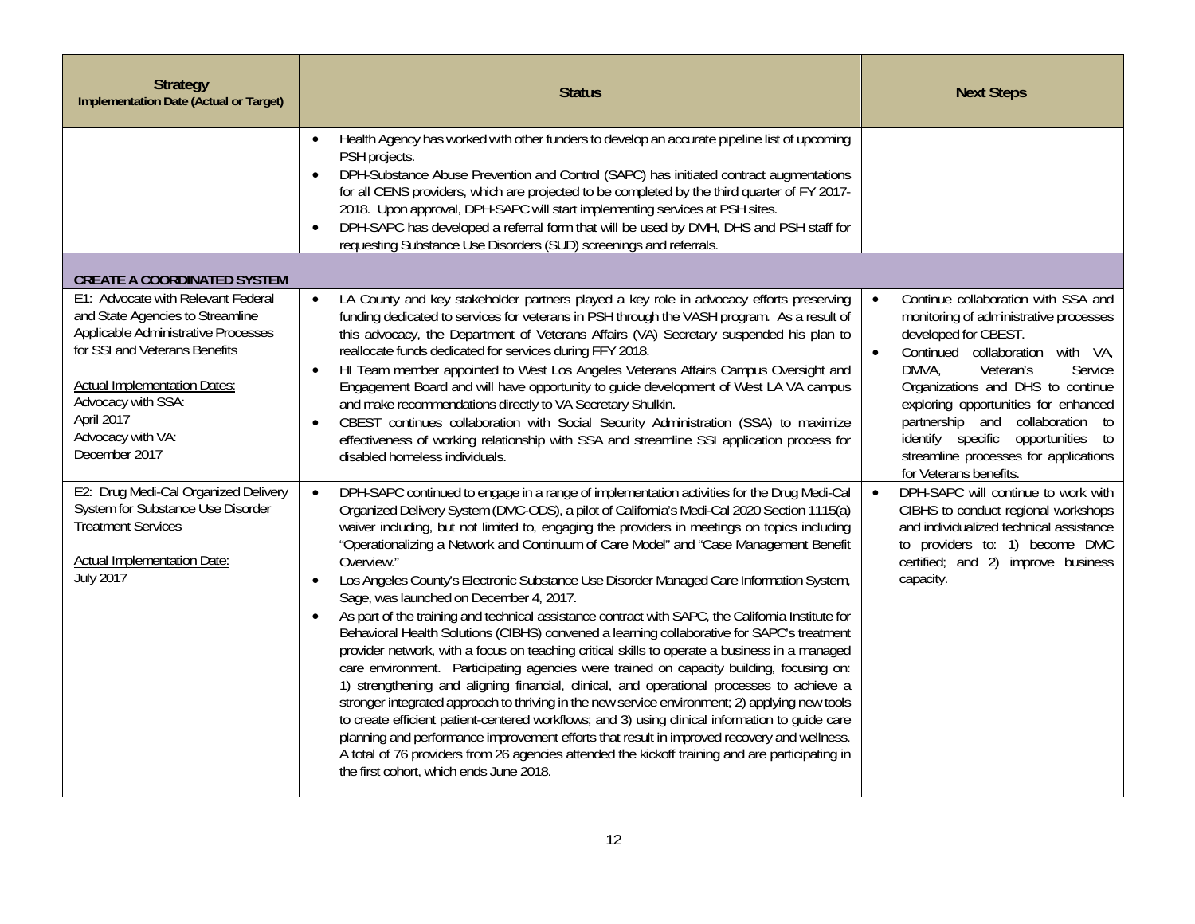| Strategy<br>Implementation Date (Actual or Target) | Status | Next Steps |
|---|---|---|
| | • Health Agency has worked with other funders to develop an accurate pipeline list of upcoming PSH projects.<br>• DPH-Substance Abuse Prevention and Control (SAPC) has initiated contract augmentations for all CENS providers, which are projected to be completed by the third quarter of FY 2017-2018. Upon approval, DPH-SAPC will start implementing services at PSH sites.<br>• DPH-SAPC has developed a referral form that will be used by DMH, DHS and PSH staff for requesting Substance Use Disorders (SUD) screenings and referrals. | |
| **CREATE A COORDINATED SYSTEM** | | |
| E1: Advocate with Relevant Federal and State Agencies to Streamline Applicable Administrative Processes for SSI and Veterans Benefits<br><br>Actual Implementation Dates:<br>Advocacy with SSA:<br>April 2017<br>Advocacy with VA:<br>December 2017 | • LA County and key stakeholder partners played a key role in advocacy efforts preserving funding dedicated to services for veterans in PSH through the VASH program. As a result of this advocacy, the Department of Veterans Affairs (VA) Secretary suspended his plan to reallocate funds dedicated for services during FFY 2018.<br>• HI Team member appointed to West Los Angeles Veterans Affairs Campus Oversight and Engagement Board and will have opportunity to guide development of West LA VA campus and make recommendations directly to VA Secretary Shulkin.<br>• CBEST continues collaboration with Social Security Administration (SSA) to maximize effectiveness of working relationship with SSA and streamline SSI application process for disabled homeless individuals. | • Continue collaboration with SSA and monitoring of administrative processes developed for CBEST.<br>• Continued collaboration with VA, DMVA, Veteran's Service Organizations and DHS to continue exploring opportunities for enhanced partnership and collaboration to identify specific opportunities to streamline processes for applications for Veterans benefits. |
| E2: Drug Medi-Cal Organized Delivery System for Substance Use Disorder Treatment Services<br><br>Actual Implementation Date:<br>July 2017 | • DPH-SAPC continued to engage in a range of implementation activities for the Drug Medi-Cal Organized Delivery System (DMC-ODS), a pilot of California's Medi-Cal 2020 Section 1115(a) waiver including, but not limited to, engaging the providers in meetings on topics including "Operationalizing a Network and Continuum of Care Model" and "Case Management Benefit Overview."<br>• Los Angeles County's Electronic Substance Use Disorder Managed Care Information System, Sage, was launched on December 4, 2017.<br>• As part of the training and technical assistance contract with SAPC, the California Institute for Behavioral Health Solutions (CIBHS) convened a learning collaborative for SAPC's treatment provider network, with a focus on teaching critical skills to operate a business in a managed care environment. Participating agencies were trained on capacity building, focusing on: 1) strengthening and aligning financial, clinical, and operational processes to achieve a stronger integrated approach to thriving in the new service environment; 2) applying new tools to create efficient patient-centered workflows; and 3) using clinical information to guide care planning and performance improvement efforts that result in improved recovery and wellness. A total of 76 providers from 26 agencies attended the kickoff training and are participating in the first cohort, which ends June 2018. | • DPH-SAPC will continue to work with CIBHS to conduct regional workshops and individualized technical assistance to providers to: 1) become DMC certified; and 2) improve business capacity. |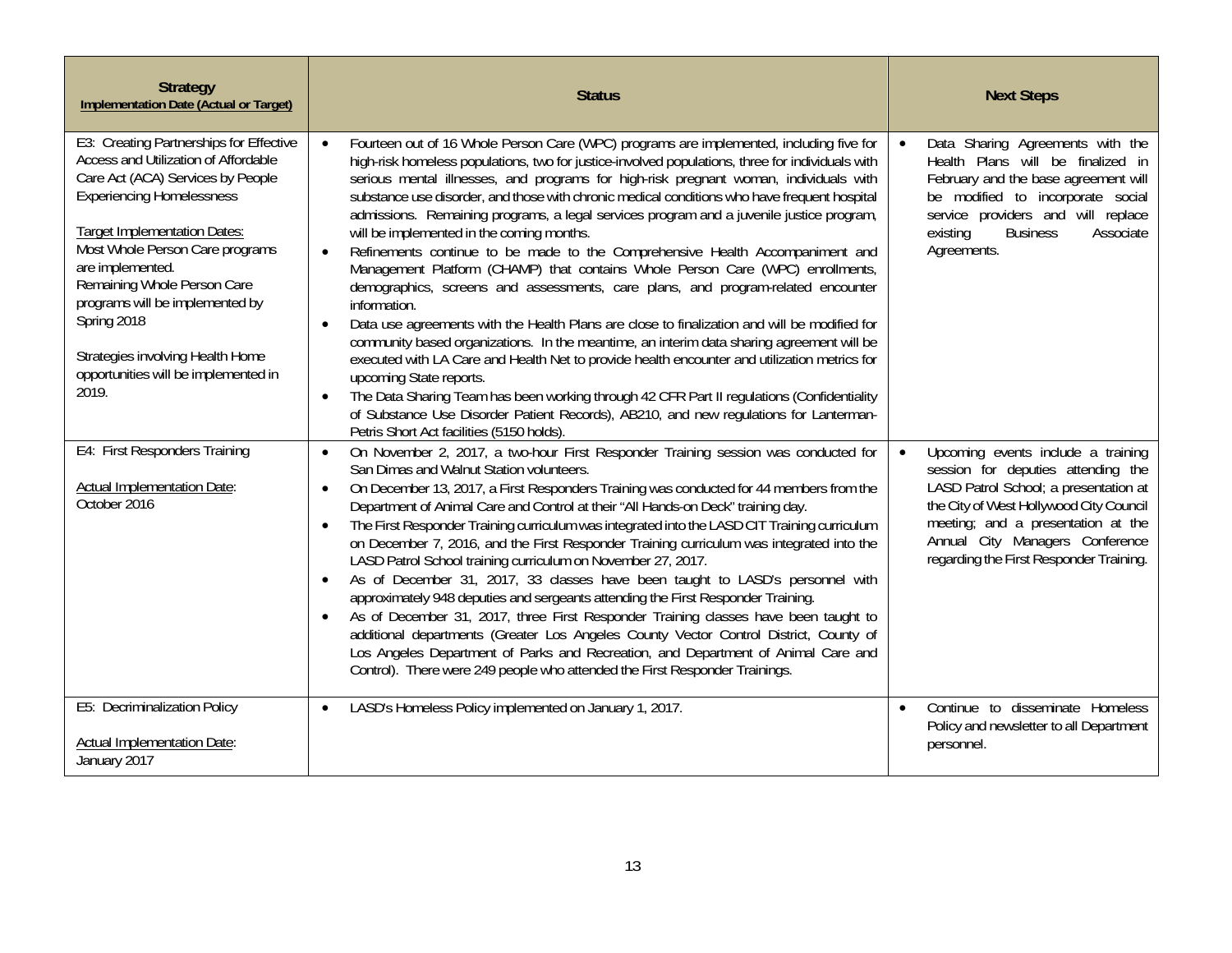| **Strategy**<br>**Implementation Date (Actual or Target)** | **Status** | **Next Steps** |
|---|---|---|
| E3: Creating Partnerships for Effective Access and Utilization of Affordable Care Act (ACA) Services by People Experiencing Homelessness<br><br>Target Implementation Dates:<br>Most Whole Person Care programs are implemented.<br>Remaining Whole Person Care programs will be implemented by Spring 2018<br><br>Strategies involving Health Home opportunities will be implemented in 2019. | • Fourteen out of 16 Whole Person Care (WPC) programs are implemented, including five for high-risk homeless populations, two for justice-involved populations, three for individuals with serious mental illnesses, and programs for high-risk pregnant woman, individuals with substance use disorder, and those with chronic medical conditions who have frequent hospital admissions. Remaining programs, a legal services program and a juvenile justice program, will be implemented in the coming months.<br>• Refinements continue to be made to the Comprehensive Health Accompaniment and Management Platform (CHAMP) that contains Whole Person Care (WPC) enrollments, demographics, screens and assessments, care plans, and program-related encounter information.<br>• Data use agreements with the Health Plans are close to finalization and will be modified for community based organizations. In the meantime, an interim data sharing agreement will be executed with LA Care and Health Net to provide health encounter and utilization metrics for upcoming State reports.<br>• The Data Sharing Team has been working through 42 CFR Part II regulations (Confidentiality of Substance Use Disorder Patient Records), AB210, and new regulations for Lanterman-Petris Short Act facilities (5150 holds). | • Data Sharing Agreements with the Health Plans will be finalized in February and the base agreement will be modified to incorporate social service providers and will replace existing Business Associate Agreements. |
| E4: First Responders Training<br><br>Actual Implementation Date:<br>October 2016 | • On November 2, 2017, a two-hour First Responder Training session was conducted for San Dimas and Walnut Station volunteers.<br>• On December 13, 2017, a First Responders Training was conducted for 44 members from the Department of Animal Care and Control at their "All Hands-on Deck" training day.<br>• The First Responder Training curriculum was integrated into the LASD CIT Training curriculum on December 7, 2016, and the First Responder Training curriculum was integrated into the LASD Patrol School training curriculum on November 27, 2017.<br>• As of December 31, 2017, 33 classes have been taught to LASD's personnel with approximately 948 deputies and sergeants attending the First Responder Training.<br>• As of December 31, 2017, three First Responder Training classes have been taught to additional departments (Greater Los Angeles County Vector Control District, County of Los Angeles Department of Parks and Recreation, and Department of Animal Care and Control). There were 249 people who attended the First Responder Trainings. | • Upcoming events include a training session for deputies attending the LASD Patrol School; a presentation at the City of West Hollywood City Council meeting; and a presentation at the Annual City Managers Conference regarding the First Responder Training. |
| E5: Decriminalization Policy<br><br>Actual Implementation Date:<br>January 2017 | • LASD's Homeless Policy implemented on January 1, 2017. | • Continue to disseminate Homeless Policy and newsletter to all Department personnel. |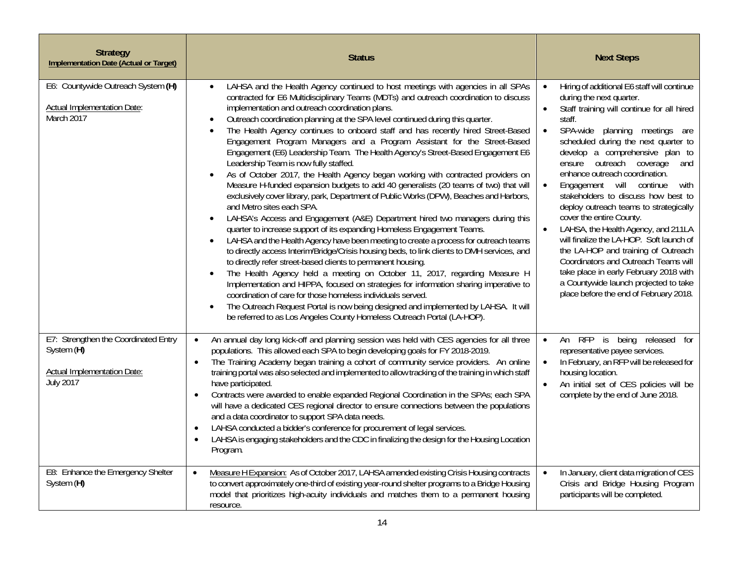| **Strategy**<br>**Implementation Date (Actual or Target)** | **Status** | **Next Steps** |
|---|---|---|
| E6: Countywide Outreach System **(H)**<br><br>Actual Implementation Date:<br>March 2017 | • LAHSA and the Health Agency continued to host meetings with agencies in all SPAs contracted for E6 Multidisciplinary Teams (MDTs) and outreach coordination to discuss implementation and outreach coordination plans.<br>• Outreach coordination planning at the SPA level continued during this quarter.<br>• The Health Agency continues to onboard staff and has recently hired Street-Based Engagement Program Managers and a Program Assistant for the Street-Based Engagement (E6) Leadership Team. The Health Agency's Street-Based Engagement E6 Leadership Team is now fully staffed.<br>• As of October 2017, the Health Agency began working with contracted providers on Measure H-funded expansion budgets to add 40 generalists (20 teams of two) that will exclusively cover library, park, Department of Public Works (DPW), Beaches and Harbors, and Metro sites each SPA.<br>• LAHSA's Access and Engagement (A&E) Department hired two managers during this quarter to increase support of its expanding Homeless Engagement Teams.<br>• LAHSA and the Health Agency have been meeting to create a process for outreach teams to directly access Interim/Bridge/Crisis housing beds, to link clients to DMH services, and to directly refer street-based clients to permanent housing.<br>• The Health Agency held a meeting on October 11, 2017, regarding Measure H Implementation and HIPPA, focused on strategies for information sharing imperative to coordination of care for those homeless individuals served.<br>• The Outreach Request Portal is now being designed and implemented by LAHSA. It will be referred to as Los Angeles County Homeless Outreach Portal (LA-HOP). | • Hiring of additional E6 staff will continue during the next quarter.<br>• Staff training will continue for all hired staff.<br>• SPA-wide planning meetings are scheduled during the next quarter to develop a comprehensive plan to ensure outreach coverage and enhance outreach coordination.<br>• Engagement will continue with stakeholders to discuss how best to deploy outreach teams to strategically cover the entire County.<br>• LAHSA, the Health Agency, and 211LA will finalize the LA-HOP. Soft launch of the LA-HOP and training of Outreach Coordinators and Outreach Teams will take place in early February 2018 with a Countywide launch projected to take place before the end of February 2018. |
| E7: Strengthen the Coordinated Entry System (**H**)<br><br>Actual Implementation Date:<br>July 2017 | • An annual day long kick-off and planning session was held with CES agencies for all three populations. This allowed each SPA to begin developing goals for FY 2018-2019.<br>• The Training Academy began training a cohort of community service providers. An online training portal was also selected and implemented to allow tracking of the training in which staff have participated.<br>• Contracts were awarded to enable expanded Regional Coordination in the SPAs; each SPA will have a dedicated CES regional director to ensure connections between the populations and a data coordinator to support SPA data needs.<br>• LAHSA conducted a bidder's conference for procurement of legal services.<br>• LAHSA is engaging stakeholders and the CDC in finalizing the design for the Housing Location Program. | • An RFP is being released for representative payee services.<br>• In February, an RFP will be released for housing location.<br>• An initial set of CES policies will be complete by the end of June 2018. |
| E8: Enhance the Emergency Shelter System (**H**) | • Measure H Expansion: As of October 2017, LAHSA amended existing Crisis Housing contracts to convert approximately one-third of existing year-round shelter programs to a Bridge Housing model that prioritizes high-acuity individuals and matches them to a permanent housing resource. | • In January, client data migration of CES Crisis and Bridge Housing Program participants will be completed. |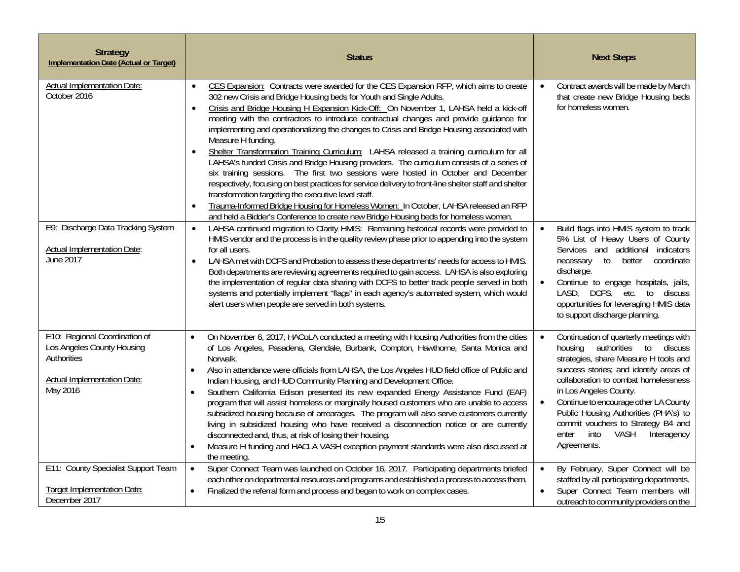| Strategy<br>Implementation Date (Actual or Target) | Status | Next Steps |
|---|---|---|
| Actual Implementation Date:<br>October 2016 | • CES Expansion: Contracts were awarded for the CES Expansion RFP, which aims to create 302 new Crisis and Bridge Housing beds for Youth and Single Adults.<br>• Crisis and Bridge Housing H Expansion Kick-Off: On November 1, LAHSA held a kick-off meeting with the contractors to introduce contractual changes and provide guidance for implementing and operationalizing the changes to Crisis and Bridge Housing associated with Measure H funding.<br>• Shelter Transformation Training Curriculum: LAHSA released a training curriculum for all LAHSA's funded Crisis and Bridge Housing providers. The curriculum consists of a series of six training sessions. The first two sessions were hosted in October and December respectively, focusing on best practices for service delivery to front-line shelter staff and shelter transformation targeting the executive level staff.<br>• Trauma-Informed Bridge Housing for Homeless Women: In October, LAHSA released an RFP and held a Bidder's Conference to create new Bridge Housing beds for homeless women. | • Contract awards will be made by March that create new Bridge Housing beds for homeless women. |
| E9: Discharge Data Tracking System<br><br>Actual Implementation Date:<br>June 2017 | • LAHSA continued migration to Clarity HMIS: Remaining historical records were provided to HMIS vendor and the process is in the quality review phase prior to appending into the system for all users.<br>• LAHSA met with DCFS and Probation to assess these departments' needs for access to HMIS. Both departments are reviewing agreements required to gain access. LAHSA is also exploring the implementation of regular data sharing with DCFS to better track people served in both systems and potentially implement "flags" in each agency's automated system, which would alert users when people are served in both systems. | • Build flags into HMIS system to track 5% List of Heavy Users of County Services and additional indicators necessary to better coordinate discharge.<br>• Continue to engage hospitals, jails, LASD, DCFS, etc. to discuss opportunities for leveraging HMIS data to support discharge planning. |
| E10: Regional Coordination of Los Angeles County Housing Authorities<br><br>Actual Implementation Date:<br>May 2016 | • On November 6, 2017, HACoLA conducted a meeting with Housing Authorities from the cities of Los Angeles, Pasadena, Glendale, Burbank, Compton, Hawthorne, Santa Monica and Norwalk.<br>• Also in attendance were officials from LAHSA, the Los Angeles HUD field office of Public and Indian Housing, and HUD Community Planning and Development Office.<br>• Southern California Edison presented its new expanded Energy Assistance Fund (EAF) program that will assist homeless or marginally housed customers who are unable to access subsidized housing because of arrearages. The program will also serve customers currently living in subsidized housing who have received a disconnection notice or are currently disconnected and, thus, at risk of losing their housing.<br>• Measure H funding and HACLA VASH exception payment standards were also discussed at the meeting. | • Continuation of quarterly meetings with housing authorities to discuss strategies, share Measure H tools and success stories; and identify areas of collaboration to combat homelessness in Los Angeles County.<br>• Continue to encourage other LA County Public Housing Authorities (PHA's) to commit vouchers to Strategy B4 and enter into VASH Interagency Agreements. |
| E11: County Specialist Support Team<br><br>Target Implementation Date:<br>December 2017 | • Super Connect Team was launched on October 16, 2017. Participating departments briefed each other on departmental resources and programs and established a process to access them.<br>• Finalized the referral form and process and began to work on complex cases. | • By February, Super Connect will be staffed by all participating departments.<br>• Super Connect Team members will outreach to community providers on the |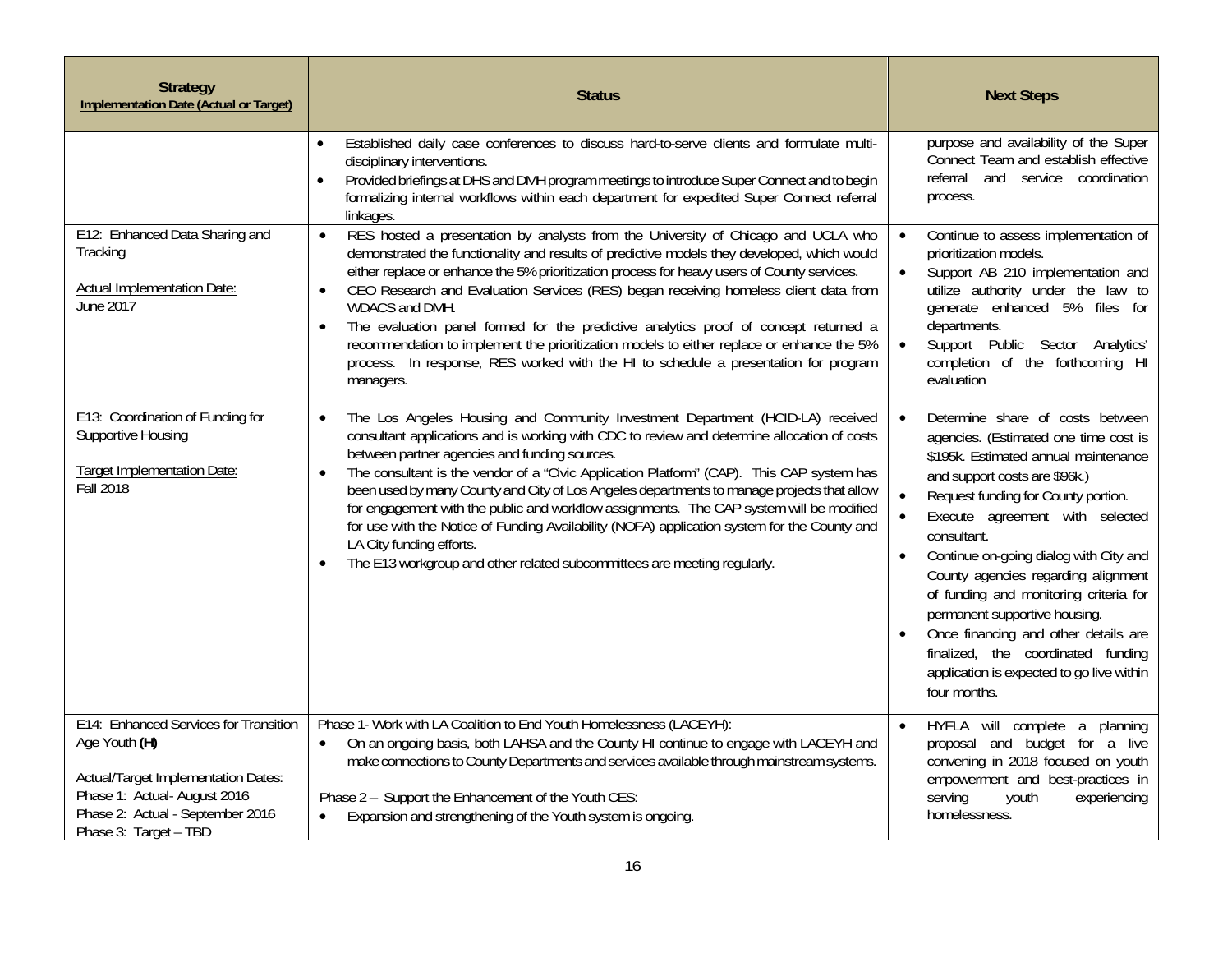| Strategy<br>Implementation Date (Actual or Target) | Status | Next Steps |
|---|---|---|
| | • Established daily case conferences to discuss hard-to-serve clients and formulate multi-disciplinary interventions.<br>• Provided briefings at DHS and DMH program meetings to introduce Super Connect and to begin formalizing internal workflows within each department for expedited Super Connect referral linkages. | purpose and availability of the Super Connect Team and establish effective referral and service coordination process. |
| E12: Enhanced Data Sharing and Tracking<br><br>Actual Implementation Date:<br>June 2017 | • RES hosted a presentation by analysts from the University of Chicago and UCLA who demonstrated the functionality and results of predictive models they developed, which would either replace or enhance the 5% prioritization process for heavy users of County services.<br>• CEO Research and Evaluation Services (RES) began receiving homeless client data from WDACS and DMH.<br>• The evaluation panel formed for the predictive analytics proof of concept returned a recommendation to implement the prioritization models to either replace or enhance the 5% process. In response, RES worked with the HI to schedule a presentation for program managers. | • Continue to assess implementation of prioritization models.<br>• Support AB 210 implementation and utilize authority under the law to generate enhanced 5% files for departments.<br>• Support Public Sector Analytics' completion of the forthcoming HI evaluation |
| E13: Coordination of Funding for Supportive Housing<br><br>Target Implementation Date:<br>Fall 2018 | • The Los Angeles Housing and Community Investment Department (HCID-LA) received consultant applications and is working with CDC to review and determine allocation of costs between partner agencies and funding sources.<br>• The consultant is the vendor of a "Civic Application Platform" (CAP). This CAP system has been used by many County and City of Los Angeles departments to manage projects that allow for engagement with the public and workflow assignments. The CAP system will be modified for use with the Notice of Funding Availability (NOFA) application system for the County and LA City funding efforts.<br>• The E13 workgroup and other related subcommittees are meeting regularly. | • Determine share of costs between agencies. (Estimated one time cost is \$195k. Estimated annual maintenance and support costs are \$96k.)<br>• Request funding for County portion.<br>• Execute agreement with selected consultant.<br>• Continue on-going dialog with City and County agencies regarding alignment of funding and monitoring criteria for permanent supportive housing.<br>• Once financing and other details are finalized, the coordinated funding application is expected to go live within four months. |
| E14: Enhanced Services for Transition Age Youth **(H)**<br><br>Actual/Target Implementation Dates:<br>Phase 1: Actual- August 2016<br>Phase 2: Actual - September 2016<br>Phase 3: Target – TBD | Phase 1- Work with LA Coalition to End Youth Homelessness (LACEYH):<br>• On an ongoing basis, both LAHSA and the County HI continue to engage with LACEYH and make connections to County Departments and services available through mainstream systems.<br><br>Phase 2 – Support the Enhancement of the Youth CES:<br>• Expansion and strengthening of the Youth system is ongoing. | • HYFLA will complete a planning proposal and budget for a live convening in 2018 focused on youth empowerment and best-practices in serving youth experiencing homelessness. |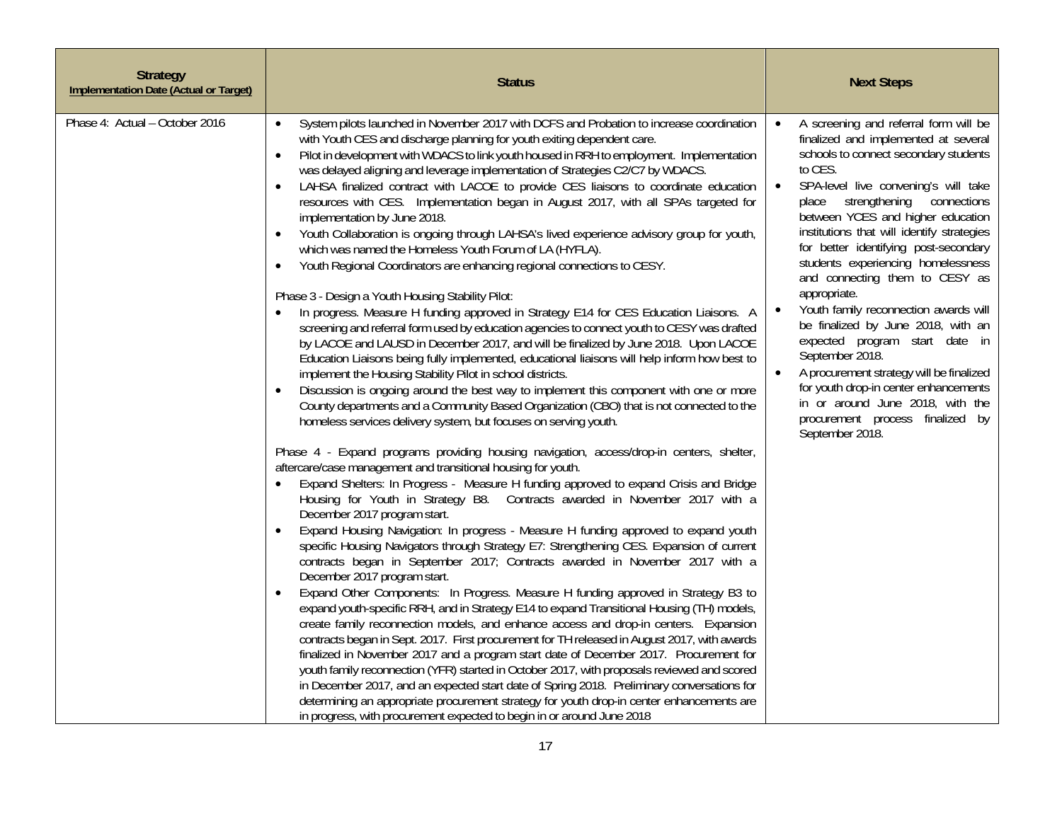| Strategy<br>Implementation Date (Actual or Target) | Status | Next Steps |
|---|---|---|
| Phase 4: Actual – October 2016 | • System pilots launched in November 2017 with DCFS and Probation to increase coordination with Youth CES and discharge planning for youth exiting dependent care.<br>• Pilot in development with WDACS to link youth housed in RRH to employment. Implementation was delayed aligning and leverage implementation of Strategies C2/C7 by WDACS.<br>• LAHSA finalized contract with LACOE to provide CES liaisons to coordinate education resources with CES. Implementation began in August 2017, with all SPAs targeted for implementation by June 2018.<br>• Youth Collaboration is ongoing through LAHSA's lived experience advisory group for youth, which was named the Homeless Youth Forum of LA (HYFLA).<br>• Youth Regional Coordinators are enhancing regional connections to CESY.<br><br>Phase 3 - Design a Youth Housing Stability Pilot:<br>• In progress. Measure H funding approved in Strategy E14 for CES Education Liaisons. A screening and referral form used by education agencies to connect youth to CESY was drafted by LACOE and LAUSD in December 2017, and will be finalized by June 2018. Upon LACOE Education Liaisons being fully implemented, educational liaisons will help inform how best to implement the Housing Stability Pilot in school districts.<br>• Discussion is ongoing around the best way to implement this component with one or more County departments and a Community Based Organization (CBO) that is not connected to the homeless services delivery system, but focuses on serving youth.<br><br>Phase 4 - Expand programs providing housing navigation, access/drop-in centers, shelter, aftercare/case management and transitional housing for youth.<br>• Expand Shelters: In Progress - Measure H funding approved to expand Crisis and Bridge Housing for Youth in Strategy B8. Contracts awarded in November 2017 with a December 2017 program start.<br>• Expand Housing Navigation: In progress - Measure H funding approved to expand youth specific Housing Navigators through Strategy E7: Strengthening CES. Expansion of current contracts began in September 2017; Contracts awarded in November 2017 with a December 2017 program start.<br>• Expand Other Components: In Progress. Measure H funding approved in Strategy B3 to expand youth-specific RRH, and in Strategy E14 to expand Transitional Housing (TH) models, create family reconnection models, and enhance access and drop-in centers. Expansion contracts began in Sept. 2017. First procurement for TH released in August 2017, with awards finalized in November 2017 and a program start date of December 2017. Procurement for youth family reconnection (YFR) started in October 2017, with proposals reviewed and scored in December 2017, and an expected start date of Spring 2018. Preliminary conversations for determining an appropriate procurement strategy for youth drop-in center enhancements are in progress, with procurement expected to begin in or around June 2018 | • A screening and referral form will be finalized and implemented at several schools to connect secondary students to CES.<br>• SPA-level live convening's will take place strengthening connections between YCES and higher education institutions that will identify strategies for better identifying post-secondary students experiencing homelessness and connecting them to CESY as appropriate.<br>• Youth family reconnection awards will be finalized by June 2018, with an expected program start date in September 2018.<br>• A procurement strategy will be finalized for youth drop-in center enhancements in or around June 2018, with the procurement process finalized by September 2018. |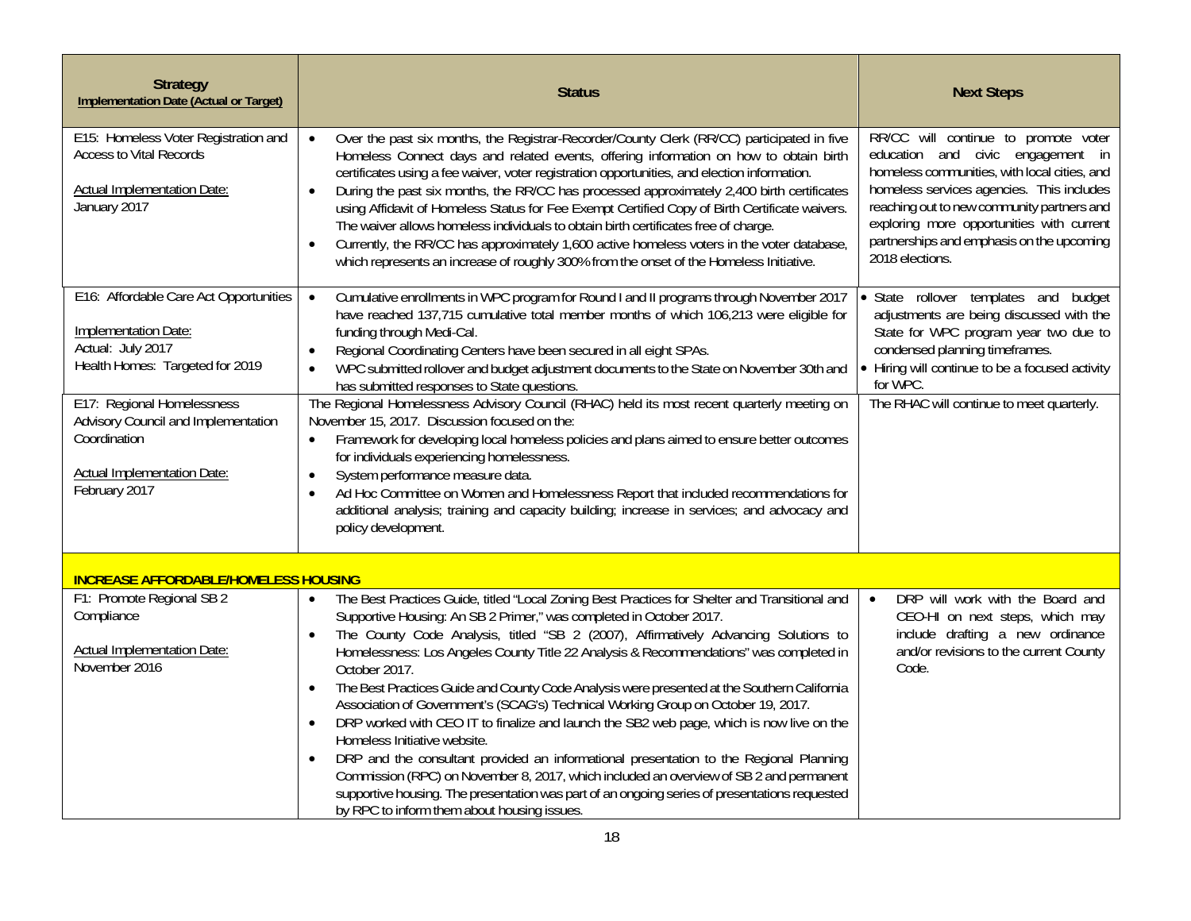| **Strategy**<br>**Implementation Date (Actual or Target)** | **Status** | **Next Steps** |
|---|---|---|
| E15: Homeless Voter Registration and Access to Vital Records<br><br>Actual Implementation Date:<br>January 2017 | • Over the past six months, the Registrar-Recorder/County Clerk (RR/CC) participated in five Homeless Connect days and related events, offering information on how to obtain birth certificates using a fee waiver, voter registration opportunities, and election information.<br>• During the past six months, the RR/CC has processed approximately 2,400 birth certificates using Affidavit of Homeless Status for Fee Exempt Certified Copy of Birth Certificate waivers. The waiver allows homeless individuals to obtain birth certificates free of charge.<br>• Currently, the RR/CC has approximately 1,600 active homeless voters in the voter database, which represents an increase of roughly 300% from the onset of the Homeless Initiative. | RR/CC will continue to promote voter education and civic engagement in homeless communities, with local cities, and homeless services agencies. This includes reaching out to new community partners and exploring more opportunities with current partnerships and emphasis on the upcoming 2018 elections. |
| E16: Affordable Care Act Opportunities<br><br>Implementation Date:<br>Actual: July 2017<br>Health Homes: Targeted for 2019 | • Cumulative enrollments in WPC program for Round I and II programs through November 2017 have reached 137,715 cumulative total member months of which 106,213 were eligible for funding through Medi-Cal.<br>• Regional Coordinating Centers have been secured in all eight SPAs.<br>• WPC submitted rollover and budget adjustment documents to the State on November 30th and has submitted responses to State questions. | • State rollover templates and budget adjustments are being discussed with the State for WPC program year two due to condensed planning timeframes.<br>• Hiring will continue to be a focused activity for WPC. |
| E17: Regional Homelessness Advisory Council and Implementation Coordination<br><br>Actual Implementation Date:<br>February 2017 | The Regional Homelessness Advisory Council (RHAC) held its most recent quarterly meeting on November 15, 2017. Discussion focused on the:<br>• Framework for developing local homeless policies and plans aimed to ensure better outcomes for individuals experiencing homelessness.<br>• System performance measure data.<br>• Ad Hoc Committee on Women and Homelessness Report that included recommendations for additional analysis; training and capacity building; increase in services; and advocacy and policy development. | The RHAC will continue to meet quarterly. |
| **INCREASE AFFORDABLE/HOMELESS HOUSING** | | |
| F1: Promote Regional SB 2 Compliance<br><br>Actual Implementation Date:<br>November 2016 | • The Best Practices Guide, titled "Local Zoning Best Practices for Shelter and Transitional and Supportive Housing: An SB 2 Primer," was completed in October 2017.<br>• The County Code Analysis, titled "SB 2 (2007), Affirmatively Advancing Solutions to Homelessness: Los Angeles County Title 22 Analysis & Recommendations" was completed in October 2017.<br>• The Best Practices Guide and County Code Analysis were presented at the Southern California Association of Government's (SCAG's) Technical Working Group on October 19, 2017.<br>• DRP worked with CEO IT to finalize and launch the SB2 web page, which is now live on the Homeless Initiative website.<br>• DRP and the consultant provided an informational presentation to the Regional Planning Commission (RPC) on November 8, 2017, which included an overview of SB 2 and permanent supportive housing. The presentation was part of an ongoing series of presentations requested by RPC to inform them about housing issues. | • DRP will work with the Board and CEO-HI on next steps, which may include drafting a new ordinance and/or revisions to the current County Code. |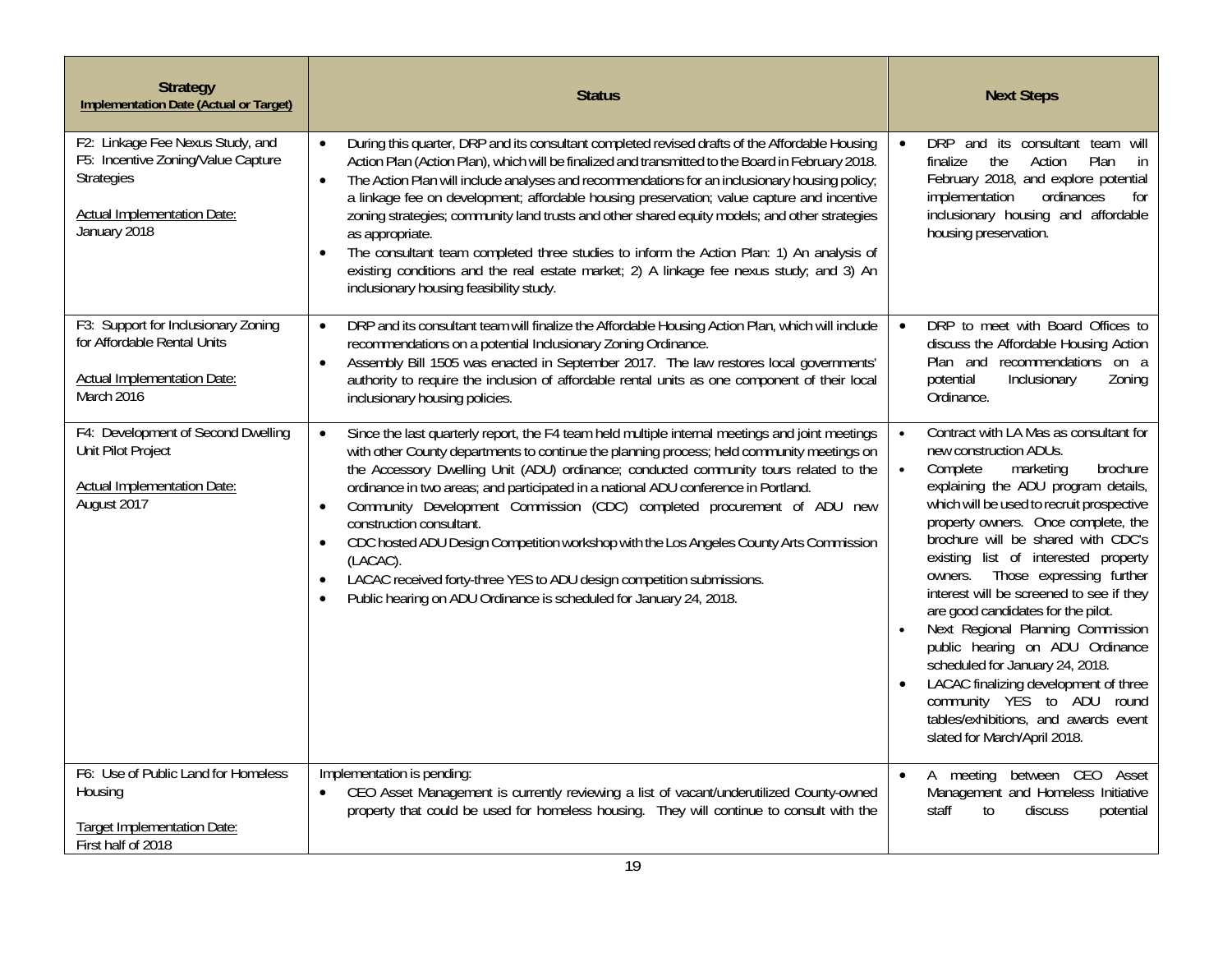| **Strategy**<br>**Implementation Date (Actual or Target)** | **Status** | **Next Steps** |
|---|---|---|
| F2: Linkage Fee Nexus Study, and F5: Incentive Zoning/Value Capture Strategies<br><br>Actual Implementation Date:<br>January 2018 | • During this quarter, DRP and its consultant completed revised drafts of the Affordable Housing Action Plan (Action Plan), which will be finalized and transmitted to the Board in February 2018.<br>• The Action Plan will include analyses and recommendations for an inclusionary housing policy; a linkage fee on development; affordable housing preservation; value capture and incentive zoning strategies; community land trusts and other shared equity models; and other strategies as appropriate.<br>• The consultant team completed three studies to inform the Action Plan: 1) An analysis of existing conditions and the real estate market; 2) A linkage fee nexus study; and 3) An inclusionary housing feasibility study. | • DRP and its consultant team will finalize the Action Plan in February 2018, and explore potential implementation ordinances for inclusionary housing and affordable housing preservation. |
| F3: Support for Inclusionary Zoning for Affordable Rental Units<br><br>Actual Implementation Date:<br>March 2016 | • DRP and its consultant team will finalize the Affordable Housing Action Plan, which will include recommendations on a potential Inclusionary Zoning Ordinance.<br>• Assembly Bill 1505 was enacted in September 2017. The law restores local governments' authority to require the inclusion of affordable rental units as one component of their local inclusionary housing policies. | • DRP to meet with Board Offices to discuss the Affordable Housing Action Plan and recommendations on a potential Inclusionary Zoning Ordinance. |
| F4: Development of Second Dwelling Unit Pilot Project<br><br>Actual Implementation Date:<br>August 2017 | • Since the last quarterly report, the F4 team held multiple internal meetings and joint meetings with other County departments to continue the planning process; held community meetings on the Accessory Dwelling Unit (ADU) ordinance; conducted community tours related to the ordinance in two areas; and participated in a national ADU conference in Portland.<br>• Community Development Commission (CDC) completed procurement of ADU new construction consultant.<br>• CDC hosted ADU Design Competition workshop with the Los Angeles County Arts Commission (LACAC).<br>• LACAC received forty-three YES to ADU design competition submissions.<br>• Public hearing on ADU Ordinance is scheduled for January 24, 2018. | • Contract with LA Mas as consultant for new construction ADUs.<br>• Complete marketing brochure explaining the ADU program details, which will be used to recruit prospective property owners. Once complete, the brochure will be shared with CDC's existing list of interested property owners. Those expressing further interest will be screened to see if they are good candidates for the pilot.<br>• Next Regional Planning Commission public hearing on ADU Ordinance scheduled for January 24, 2018.<br>• LACAC finalizing development of three community YES to ADU round tables/exhibitions, and awards event slated for March/April 2018. |
| F6: Use of Public Land for Homeless Housing<br><br>Target Implementation Date:<br>First half of 2018 | Implementation is pending:<br>• CEO Asset Management is currently reviewing a list of vacant/underutilized County-owned property that could be used for homeless housing. They will continue to consult with the | • A meeting between CEO Asset Management and Homeless Initiative staff to discuss potential |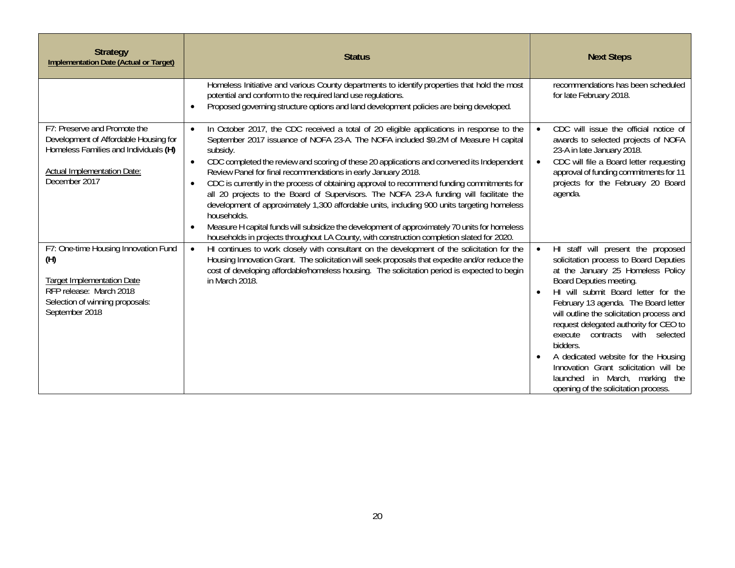| Strategy<br>Implementation Date (Actual or Target) | Status | Next Steps |
|---|---|---|
| | Homeless Initiative and various County departments to identify properties that hold the most potential and conform to the required land use regulations.<br>• Proposed governing structure options and land development policies are being developed. | recommendations has been scheduled for late February 2018. |
| F7: Preserve and Promote the Development of Affordable Housing for Homeless Families and Individuals **(H)**<br><br>Actual Implementation Date:<br>December 2017 | • In October 2017, the CDC received a total of 20 eligible applications in response to the September 2017 issuance of NOFA 23-A. The NOFA included $9.2M of Measure H capital subsidy.<br>• CDC completed the review and scoring of these 20 applications and convened its Independent Review Panel for final recommendations in early January 2018.<br>• CDC is currently in the process of obtaining approval to recommend funding commitments for all 20 projects to the Board of Supervisors. The NOFA 23-A funding will facilitate the development of approximately 1,300 affordable units, including 900 units targeting homeless households.<br>• Measure H capital funds will subsidize the development of approximately 70 units for homeless households in projects throughout LA County, with construction completion slated for 2020. | • CDC will issue the official notice of awards to selected projects of NOFA 23-A in late January 2018.<br>• CDC will file a Board letter requesting approval of funding commitments for 11 projects for the February 20 Board agenda. |
| F7: One-time Housing Innovation Fund **(H)**<br><br>Target Implementation Date<br>RFP release: March 2018<br>Selection of winning proposals: September 2018 | • HI continues to work closely with consultant on the development of the solicitation for the Housing Innovation Grant. The solicitation will seek proposals that expedite and/or reduce the cost of developing affordable/homeless housing. The solicitation period is expected to begin in March 2018. | • HI staff will present the proposed solicitation process to Board Deputies at the January 25 Homeless Policy Board Deputies meeting.<br>• HI will submit Board letter for the February 13 agenda. The Board letter will outline the solicitation process and request delegated authority for CEO to execute contracts with selected bidders.<br>• A dedicated website for the Housing Innovation Grant solicitation will be launched in March, marking the opening of the solicitation process. |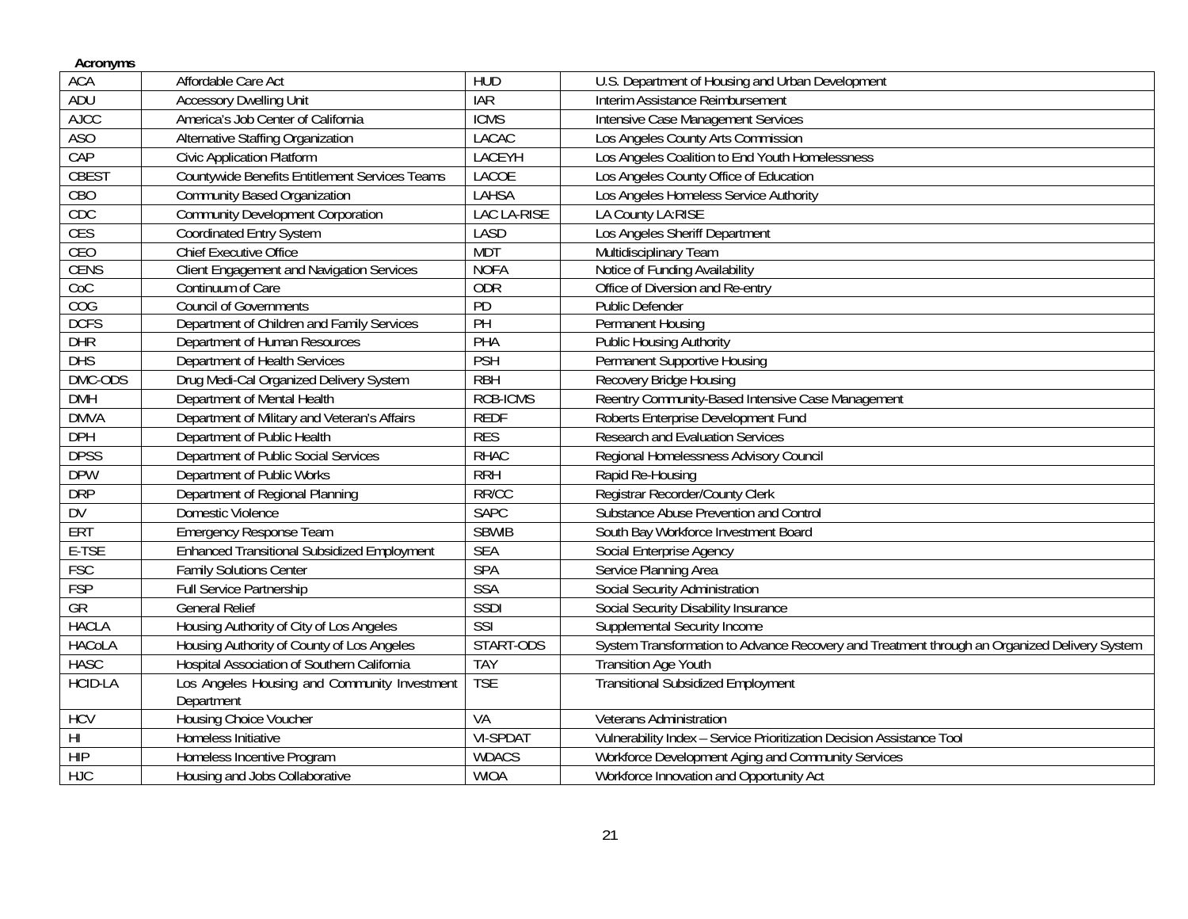**Acronyms**

| | | | |
|---|---|---|---|
| ACA | Affordable Care Act | HUD | U.S. Department of Housing and Urban Development |
| ADU | Accessory Dwelling Unit | IAR | Interim Assistance Reimbursement |
| AJCC | America's Job Center of California | ICMS | Intensive Case Management Services |
| ASO | Alternative Staffing Organization | LACAC | Los Angeles County Arts Commission |
| CAP | Civic Application Platform | LACEYH | Los Angeles Coalition to End Youth Homelessness |
| CBEST | Countywide Benefits Entitlement Services Teams | LACOE | Los Angeles County Office of Education |
| CBO | Community Based Organization | LAHSA | Los Angeles Homeless Service Authority |
| CDC | Community Development Corporation | LAC LA-RISE | LA County LA:RISE |
| CES | Coordinated Entry System | LASD | Los Angeles Sheriff Department |
| CEO | Chief Executive Office | MDT | Multidisciplinary Team |
| CENS | Client Engagement and Navigation Services | NOFA | Notice of Funding Availability |
| CoC | Continuum of Care | ODR | Office of Diversion and Re-entry |
| COG | Council of Governments | PD | Public Defender |
| DCFS | Department of Children and Family Services | PH | Permanent Housing |
| DHR | Department of Human Resources | PHA | Public Housing Authority |
| DHS | Department of Health Services | PSH | Permanent Supportive Housing |
| DMC-ODS | Drug Medi-Cal Organized Delivery System | RBH | Recovery Bridge Housing |
| DMH | Department of Mental Health | RCB-ICMS | Reentry Community-Based Intensive Case Management |
| DMVA | Department of Military and Veteran's Affairs | REDF | Roberts Enterprise Development Fund |
| DPH | Department of Public Health | RES | Research and Evaluation Services |
| DPSS | Department of Public Social Services | RHAC | Regional Homelessness Advisory Council |
| DPW | Department of Public Works | RRH | Rapid Re-Housing |
| DRP | Department of Regional Planning | RR/CC | Registrar Recorder/County Clerk |
| DV | Domestic Violence | SAPC | Substance Abuse Prevention and Control |
| ERT | Emergency Response Team | SBWIB | South Bay Workforce Investment Board |
| E-TSE | Enhanced Transitional Subsidized Employment | SEA | Social Enterprise Agency |
| FSC | Family Solutions Center | SPA | Service Planning Area |
| FSP | Full Service Partnership | SSA | Social Security Administration |
| GR | General Relief | SSDI | Social Security Disability Insurance |
| HACLA | Housing Authority of City of Los Angeles | SSI | Supplemental Security Income |
| HACoLA | Housing Authority of County of Los Angeles | START-ODS | System Transformation to Advance Recovery and Treatment through an Organized Delivery System |
| HASC | Hospital Association of Southern California | TAY | Transition Age Youth |
| HCID-LA | Los Angeles Housing and Community Investment Department | TSE | Transitional Subsidized Employment |
| HCV | Housing Choice Voucher | VA | Veterans Administration |
| HI | Homeless Initiative | VI-SPDAT | Vulnerability Index – Service Prioritization Decision Assistance Tool |
| HIP | Homeless Incentive Program | WDACS | Workforce Development Aging and Community Services |
| HJC | Housing and Jobs Collaborative | WIOA | Workforce Innovation and Opportunity Act |